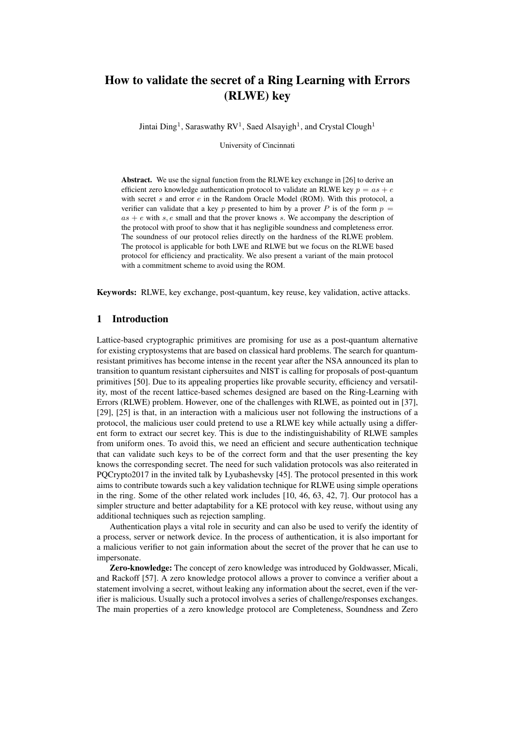# How to validate the secret of a Ring Learning with Errors (RLWE) key

Jintai Ding[1], Saraswathy RV[1], Saed Alsayigh[1], and Crystal Clough[1]

University of Cincinnati

**Abstract.** We use the signal function from the RLWE key exchange in [26] to derive an efficient zero knowledge authentication protocol to validate an RLWE key $p = as + e$ with secret $s$ and error $e$ in the Random Oracle Model (ROM). With this protocol, a verifier can validate that a key $p$ presented to him by a prover $P$ is of the form $p = as + e$ with $s, e$ small and that the prover knows $s$. We accompany the description of the protocol with proof to show that it has negligible soundness and completeness error. The soundness of our protocol relies directly on the hardness of the RLWE problem. The protocol is applicable for both LWE and RLWE but we focus on the RLWE based protocol for efficiency and practicality. We also present a variant of the main protocol with a commitment scheme to avoid using the ROM.

**Keywords:** RLWE, key exchange, post-quantum, key reuse, key validation, active attacks.

## 1 Introduction

Lattice-based cryptographic primitives are promising for use as a post-quantum alternative for existing cryptosystems that are based on classical hard problems. The search for quantum-resistant primitives has become intense in the recent year after the NSA announced its plan to transition to quantum resistant ciphersuites and NIST is calling for proposals of post-quantum primitives [50]. Due to its appealing properties like provable security, efficiency and versatility, most of the recent lattice-based schemes designed are based on the Ring-Learning with Errors (RLWE) problem. However, one of the challenges with RLWE, as pointed out in [37], [29], [25] is that, in an interaction with a malicious user not following the instructions of a protocol, the malicious user could pretend to use a RLWE key while actually using a different form to extract our secret key. This is due to the indistinguishability of RLWE samples from uniform ones. To avoid this, we need an efficient and secure authentication technique that can validate such keys to be of the correct form and that the user presenting the key knows the corresponding secret. The need for such validation protocols was also reiterated in PQCrypto2017 in the invited talk by Lyubashevsky [45]. The protocol presented in this work aims to contribute towards such a key validation technique for RLWE using simple operations in the ring. Some of the other related work includes [10, 46, 63, 42, 7]. Our protocol has a simpler structure and better adaptability for a KE protocol with key reuse, without using any additional techniques such as rejection sampling.

Authentication plays a vital role in security and can also be used to verify the identity of a process, server or network device. In the process of authentication, it is also important for a malicious verifier to not gain information about the secret of the prover that he can use to impersonate.

**Zero-knowledge:** The concept of zero knowledge was introduced by Goldwasser, Micali, and Rackoff [57]. A zero knowledge protocol allows a prover to convince a verifier about a statement involving a secret, without leaking any information about the secret, even if the verifier is malicious. Usually such a protocol involves a series of challenge/responses exchanges. The main properties of a zero knowledge protocol are Completeness, Soundness and Zero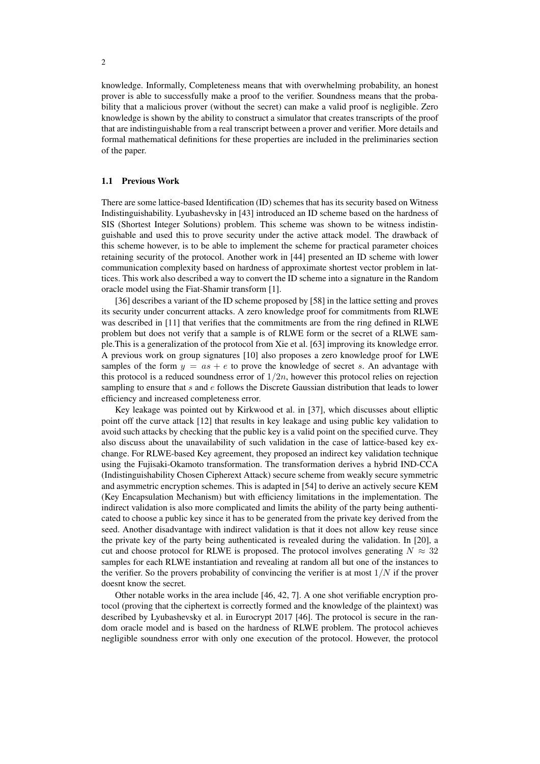knowledge. Informally, Completeness means that with overwhelming probability, an honest prover is able to successfully make a proof to the verifier. Soundness means that the probability that a malicious prover (without the secret) can make a valid proof is negligible. Zero knowledge is shown by the ability to construct a simulator that creates transcripts of the proof that are indistinguishable from a real transcript between a prover and verifier. More details and formal mathematical definitions for these properties are included in the preliminaries section of the paper.

### 1.1 Previous Work

There are some lattice-based Identification (ID) schemes that has its security based on Witness Indistinguishability. Lyubashevsky in [43] introduced an ID scheme based on the hardness of SIS (Shortest Integer Solutions) problem. This scheme was shown to be witness indistinguishable and used this to prove security under the active attack model. The drawback of this scheme however, is to be able to implement the scheme for practical parameter choices retaining security of the protocol. Another work in [44] presented an ID scheme with lower communication complexity based on hardness of approximate shortest vector problem in lattices. This work also described a way to convert the ID scheme into a signature in the Random oracle model using the Fiat-Shamir transform [1].

[36] describes a variant of the ID scheme proposed by [58] in the lattice setting and proves its security under concurrent attacks. A zero knowledge proof for commitments from RLWE was described in [11] that verifies that the commitments are from the ring defined in RLWE problem but does not verify that a sample is of RLWE form or the secret of a RLWE sample.This is a generalization of the protocol from Xie et al. [63] improving its knowledge error. A previous work on group signatures [10] also proposes a zero knowledge proof for LWE samples of the form $y = as + e$ to prove the knowledge of secret $s$. An advantage with this protocol is a reduced soundness error of $1/2n$, however this protocol relies on rejection sampling to ensure that $s$ and $e$ follows the Discrete Gaussian distribution that leads to lower efficiency and increased completeness error.

Key leakage was pointed out by Kirkwood et al. in [37], which discusses about elliptic point off the curve attack [12] that results in key leakage and using public key validation to avoid such attacks by checking that the public key is a valid point on the specified curve. They also discuss about the unavailability of such validation in the case of lattice-based key exchange. For RLWE-based Key agreement, they proposed an indirect key validation technique using the Fujisaki-Okamoto transformation. The transformation derives a hybrid IND-CCA (Indistinguishability Chosen Cipherext Attack) secure scheme from weakly secure symmetric and asymmetric encryption schemes. This is adapted in [54] to derive an actively secure KEM (Key Encapsulation Mechanism) but with efficiency limitations in the implementation. The indirect validation is also more complicated and limits the ability of the party being authenticated to choose a public key since it has to be generated from the private key derived from the seed. Another disadvantage with indirect validation is that it does not allow key reuse since the private key of the party being authenticated is revealed during the validation. In [20], a cut and choose protocol for RLWE is proposed. The protocol involves generating $N \approx 32$ samples for each RLWE instantiation and revealing at random all but one of the instances to the verifier. So the provers probability of convincing the verifier is at most $1/N$ if the prover doesnt know the secret.

Other notable works in the area include [46, 42, 7]. A one shot verifiable encryption protocol (proving that the ciphertext is correctly formed and the knowledge of the plaintext) was described by Lyubashevsky et al. in Eurocrypt 2017 [46]. The protocol is secure in the random oracle model and is based on the hardness of RLWE problem. The protocol achieves negligible soundness error with only one execution of the protocol. However, the protocol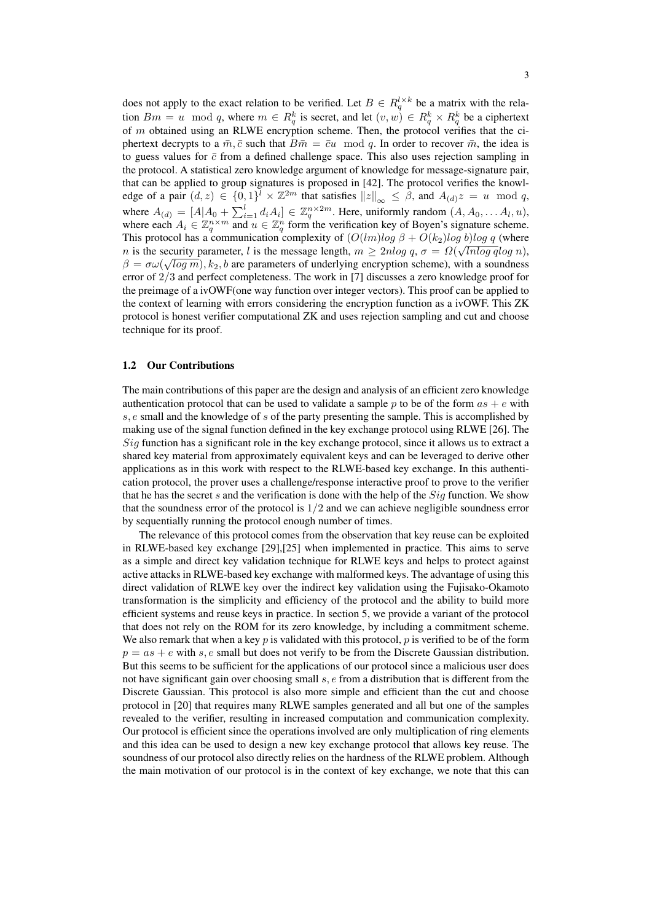does not apply to the exact relation to be verified. Let $B \in R_q^{l \times k}$ be a matrix with the relation $Bm = u \mod q$, where $m \in R_q^k$ is secret, and let $(v, w) \in R_q^k \times R_q^k$ be a ciphertext of $m$ obtained using an RLWE encryption scheme. Then, the protocol verifies that the ciphertext decrypts to a $\bar{m}, \bar{c}$ such that $B\bar{m} = \bar{c}u \mod q$. In order to recover $\bar{m}$, the idea is to guess values for $\bar{c}$ from a defined challenge space. This also uses rejection sampling in the protocol. A statistical zero knowledge argument of knowledge for message-signature pair, that can be applied to group signatures is proposed in [42]. The protocol verifies the knowledge of a pair $(d, z) \in \{0,1\}^l \times \mathbb{Z}^{2m}$ that satisfies $\|z\|_\infty \leq \beta$, and $A_{(d)}z = u \mod q$, where $A_{(d)} = [A|A_0 + \sum_{i=1}^{l} d_i A_i] \in \mathbb{Z}_q^{n \times 2m}$. Here, uniformly random $(A, A_0, \ldots A_l, u)$, where each $A_i \in \mathbb{Z}_q^{n \times m}$ and $u \in \mathbb{Z}_q^n$ form the verification key of Boyen's signature scheme. This protocol has a communication complexity of $(O(lm)log\,\beta + O(k_2)log\,b)log\,q$ (where $n$ is the security parameter, $l$ is the message length, $m \geq 2nlog\,q$, $\sigma = \Omega(\sqrt{lnlog\,q}log\,n)$, $\beta = \sigma\omega(\sqrt{log\,m})$, $k_2, b$ are parameters of underlying encryption scheme), with a soundness error of $2/3$ and perfect completeness. The work in [7] discusses a zero knowledge proof for the preimage of a ivOWF(one way function over integer vectors). This proof can be applied to the context of learning with errors considering the encryption function as a ivOWF. This ZK protocol is honest verifier computational ZK and uses rejection sampling and cut and choose technique for its proof.

### 1.2 Our Contributions

The main contributions of this paper are the design and analysis of an efficient zero knowledge authentication protocol that can be used to validate a sample $p$ to be of the form $as + e$ with $s, e$ small and the knowledge of $s$ of the party presenting the sample. This is accomplished by making use of the signal function defined in the key exchange protocol using RLWE [26]. The $Sig$ function has a significant role in the key exchange protocol, since it allows us to extract a shared key material from approximately equivalent keys and can be leveraged to derive other applications as in this work with respect to the RLWE-based key exchange. In this authentication protocol, the prover uses a challenge/response interactive proof to prove to the verifier that he has the secret $s$ and the verification is done with the help of the $Sig$ function. We show that the soundness error of the protocol is $1/2$ and we can achieve negligible soundness error by sequentially running the protocol enough number of times.

The relevance of this protocol comes from the observation that key reuse can be exploited in RLWE-based key exchange [29],[25] when implemented in practice. This aims to serve as a simple and direct key validation technique for RLWE keys and helps to protect against active attacks in RLWE-based key exchange with malformed keys. The advantage of using this direct validation of RLWE key over the indirect key validation using the Fujisako-Okamoto transformation is the simplicity and efficiency of the protocol and the ability to build more efficient systems and reuse keys in practice. In section 5, we provide a variant of the protocol that does not rely on the ROM for its zero knowledge, by including a commitment scheme. We also remark that when a key $p$ is validated with this protocol, $p$ is verified to be of the form $p = as + e$ with $s, e$ small but does not verify to be from the Discrete Gaussian distribution. But this seems to be sufficient for the applications of our protocol since a malicious user does not have significant gain over choosing small $s, e$ from a distribution that is different from the Discrete Gaussian. This protocol is also more simple and efficient than the cut and choose protocol in [20] that requires many RLWE samples generated and all but one of the samples revealed to the verifier, resulting in increased computation and communication complexity. Our protocol is efficient since the operations involved are only multiplication of ring elements and this idea can be used to design a new key exchange protocol that allows key reuse. The soundness of our protocol also directly relies on the hardness of the RLWE problem. Although the main motivation of our protocol is in the context of key exchange, we note that this can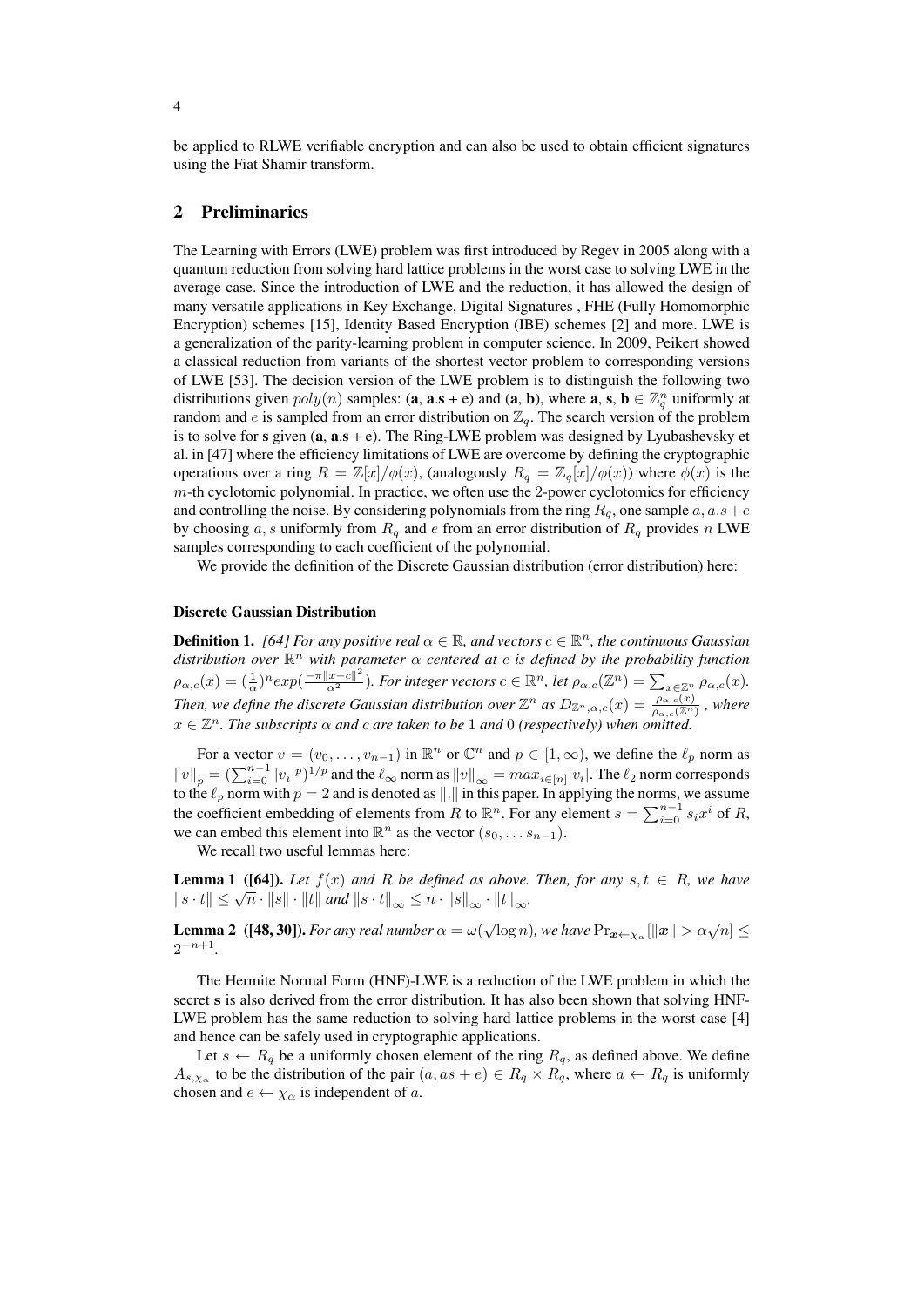be applied to RLWE verifiable encryption and can also be used to obtain efficient signatures using the Fiat Shamir transform.

## 2 Preliminaries

The Learning with Errors (LWE) problem was first introduced by Regev in 2005 along with a quantum reduction from solving hard lattice problems in the worst case to solving LWE in the average case. Since the introduction of LWE and the reduction, it has allowed the design of many versatile applications in Key Exchange, Digital Signatures , FHE (Fully Homomorphic Encryption) schemes [15], Identity Based Encryption (IBE) schemes [2] and more. LWE is a generalization of the parity-learning problem in computer science. In 2009, Peikert showed a classical reduction from variants of the shortest vector problem to corresponding versions of LWE [53]. The decision version of the LWE problem is to distinguish the following two distributions given $poly(n)$ samples: ($\mathbf{a}$, $\mathbf{a}.\mathbf{s}$ + e) and ($\mathbf{a}$, $\mathbf{b}$), where $\mathbf{a}$, $\mathbf{s}$, $\mathbf{b} \in \mathbb{Z}_q^n$ uniformly at random and $e$ is sampled from an error distribution on $\mathbb{Z}_q$. The search version of the problem is to solve for $\mathbf{s}$ given ($\mathbf{a}$, $\mathbf{a}.\mathbf{s}$ + e). The Ring-LWE problem was designed by Lyubashevsky et al. in [47] where the efficiency limitations of LWE are overcome by defining the cryptographic operations over a ring $R = \mathbb{Z}[x]/\phi(x)$, (analogously $R_q = \mathbb{Z}_q[x]/\phi(x)$) where $\phi(x)$ is the $m$-th cyclotomic polynomial. In practice, we often use the 2-power cyclotomics for efficiency and controlling the noise. By considering polynomials from the ring $R_q$, one sample $a, a.s+e$ by choosing $a, s$ uniformly from $R_q$ and $e$ from an error distribution of $R_q$ provides $n$ LWE samples corresponding to each coefficient of the polynomial.

We provide the definition of the Discrete Gaussian distribution (error distribution) here:

#### Discrete Gaussian Distribution

**Definition 1.** *[64] For any positive real $\alpha \in \mathbb{R}$, and vectors $c \in \mathbb{R}^n$, the continuous Gaussian distribution over $\mathbb{R}^n$ with parameter $\alpha$ centered at $c$ is defined by the probability function $\rho_{\alpha,c}(x) = (\frac{1}{\alpha})^n exp(\frac{-\pi\|x-c\|^2}{\alpha^2})$. For integer vectors $c \in \mathbb{R}^n$, let $\rho_{\alpha,c}(\mathbb{Z}^n) = \sum_{x\in\mathbb{Z}^n} \rho_{\alpha,c}(x)$. Then, we define the discrete Gaussian distribution over $\mathbb{Z}^n$ as $D_{\mathbb{Z}^n,\alpha,c}(x) = \frac{\rho_{\alpha,c}(x)}{\rho_{\alpha,c}(\mathbb{Z}^n)}$ , where $x \in \mathbb{Z}^n$. The subscripts $\alpha$ and $c$ are taken to be 1 and 0 (respectively) when omitted.*

For a vector $v = (v_0, \ldots, v_{n-1})$ in $\mathbb{R}^n$ or $\mathbb{C}^n$ and $p \in [1, \infty)$, we define the $\ell_p$ norm as $\|v\|_p = (\sum_{i=0}^{n-1} |v_i|^p)^{1/p}$ and the $\ell_\infty$ norm as $\|v\|_\infty = max_{i\in[n]}|v_i|$. The $\ell_2$ norm corresponds to the $\ell_p$ norm with $p = 2$ and is denoted as $\|.\|$ in this paper. In applying the norms, we assume the coefficient embedding of elements from $R$ to $\mathbb{R}^n$. For any element $s = \sum_{i=0}^{n-1} s_i x^i$ of $R$, we can embed this element into $\mathbb{R}^n$ as the vector $(s_0, \ldots s_{n-1})$.

We recall two useful lemmas here:

**Lemma 1 ([64]).** *Let $f(x)$ and $R$ be defined as above. Then, for any $s, t \in R$, we have $\|s \cdot t\| \leq \sqrt{n} \cdot \|s\| \cdot \|t\|$ and $\|s \cdot t\|_\infty \leq n \cdot \|s\|_\infty \cdot \|t\|_\infty$.*

**Lemma 2 ([48, 30]).** *For any real number $\alpha = \omega(\sqrt{\log n})$, we have $\Pr_{\boldsymbol{x}\leftarrow\chi_\alpha}[\|\boldsymbol{x}\| > \alpha\sqrt{n}] \leq 2^{-n+1}$.*

The Hermite Normal Form (HNF)-LWE is a reduction of the LWE problem in which the secret $\mathbf{s}$ is also derived from the error distribution. It has also been shown that solving HNF-LWE problem has the same reduction to solving hard lattice problems in the worst case [4] and hence can be safely used in cryptographic applications.

Let $s \leftarrow R_q$ be a uniformly chosen element of the ring $R_q$, as defined above. We define $A_{s,\chi_\alpha}$ to be the distribution of the pair $(a, as + e) \in R_q \times R_q$, where $a \leftarrow R_q$ is uniformly chosen and $e \leftarrow \chi_\alpha$ is independent of $a$.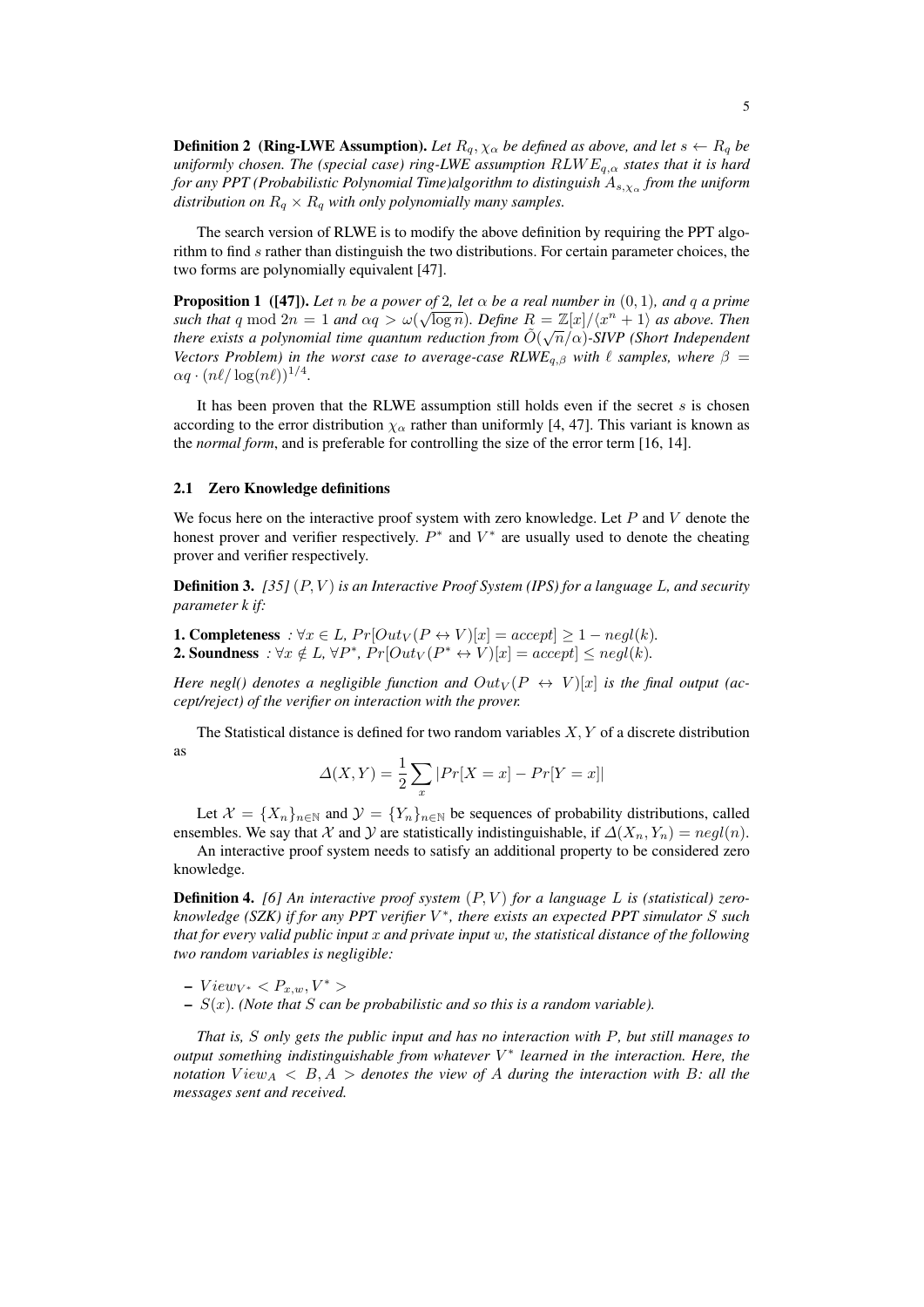**Definition 2 (Ring-LWE Assumption).** *Let $R_q, \chi_\alpha$ be defined as above, and let $s \leftarrow R_q$ be uniformly chosen. The (special case) ring-LWE assumption $RLWE_{q,\alpha}$ states that it is hard for any PPT (Probabilistic Polynomial Time)algorithm to distinguish $A_{s,\chi_\alpha}$ from the uniform distribution on $R_q \times R_q$ with only polynomially many samples.*

The search version of RLWE is to modify the above definition by requiring the PPT algorithm to find $s$ rather than distinguish the two distributions. For certain parameter choices, the two forms are polynomially equivalent [47].

**Proposition 1 ([47]).** *Let $n$ be a power of 2, let $\alpha$ be a real number in $(0, 1)$, and $q$ a prime such that $q \bmod 2n = 1$ and $\alpha q > \omega(\sqrt{\log n})$. Define $R = \mathbb{Z}[x]/\langle x^n + 1\rangle$ as above. Then there exists a polynomial time quantum reduction from $\tilde{O}(\sqrt{n}/\alpha)$-SIVP (Short Independent Vectors Problem) in the worst case to average-case RLWE$_{q,\beta}$ with $\ell$ samples, where $\beta = \alpha q \cdot (n\ell/\log(n\ell))^{1/4}$.*

It has been proven that the RLWE assumption still holds even if the secret $s$ is chosen according to the error distribution $\chi_\alpha$ rather than uniformly [4, 47]. This variant is known as the *normal form*, and is preferable for controlling the size of the error term [16, 14].

### 2.1 Zero Knowledge definitions

We focus here on the interactive proof system with zero knowledge. Let $P$ and $V$ denote the honest prover and verifier respectively. $P^*$ and $V^*$ are usually used to denote the cheating prover and verifier respectively.

**Definition 3.** *[35] $(P, V)$ is an Interactive Proof System (IPS) for a language $L$, and security parameter k if:*

**1. Completeness** *: $\forall x \in L$, $Pr[Out_V(P \leftrightarrow V)[x] = accept] \geq 1 - negl(k)$.*
**2. Soundness** *: $\forall x \notin L$, $\forall P^*$, $Pr[Out_V(P^* \leftrightarrow V)[x] = accept] \leq negl(k)$.*

*Here negl() denotes a negligible function and $Out_V(P \leftrightarrow V)[x]$ is the final output (accept/reject) of the verifier on interaction with the prover.*

The Statistical distance is defined for two random variables $X, Y$ of a discrete distribution as

$$\Delta(X, Y) = \frac{1}{2}\sum_x |Pr[X = x] - Pr[Y = x]|$$

Let $\mathcal{X} = \{X_n\}_{n\in\mathbb{N}}$ and $\mathcal{Y} = \{Y_n\}_{n\in\mathbb{N}}$ be sequences of probability distributions, called ensembles. We say that $\mathcal{X}$ and $\mathcal{Y}$ are statistically indistinguishable, if $\Delta(X_n, Y_n) = negl(n)$.

An interactive proof system needs to satisfy an additional property to be considered zero knowledge.

**Definition 4.** *[6] An interactive proof system $(P, V)$ for a language $L$ is (statistical) zero-knowledge (SZK) if for any PPT verifier $V^*$, there exists an expected PPT simulator $S$ such that for every valid public input $x$ and private input $w$, the statistical distance of the following two random variables is negligible:*

- $View_{V^*} < P_{x,w}, V^* >$
- *$S(x)$. (Note that $S$ can be probabilistic and so this is a random variable).*

*That is, $S$ only gets the public input and has no interaction with $P$, but still manages to output something indistinguishable from whatever $V^*$ learned in the interaction. Here, the notation $View_A < B, A >$ denotes the view of $A$ during the interaction with $B$: all the messages sent and received.*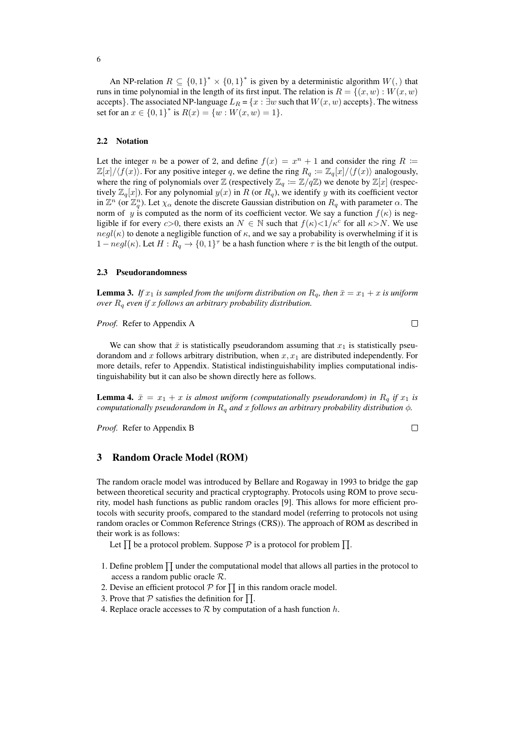An NP-relation $R \subseteq \{0,1\}^* \times \{0,1\}^*$ is given by a deterministic algorithm $W(,)$ that runs in time polynomial in the length of its first input. The relation is $R = \{(x,w) : W(x,w)$ accepts$\}$. The associated NP-language $L_R = \{x : \exists w$ such that $W(x,w)$ accepts$\}$. The witness set for an $x \in \{0,1\}^*$ is $R(x) = \{w : W(x,w) = 1\}$.

### 2.2 Notation

Let the integer $n$ be a power of 2, and define $f(x) = x^n + 1$ and consider the ring $R := \mathbb{Z}[x]/\langle f(x)\rangle$. For any positive integer $q$, we define the ring $R_q := \mathbb{Z}_q[x]/\langle f(x)\rangle$ analogously, where the ring of polynomials over $\mathbb{Z}$ (respectively $\mathbb{Z}_q := \mathbb{Z}/q\mathbb{Z}$) we denote by $\mathbb{Z}[x]$ (respectively $\mathbb{Z}_q[x]$). For any polynomial $y(x)$ in $R$ (or $R_q$), we identify $y$ with its coefficient vector in $\mathbb{Z}^n$ (or $\mathbb{Z}_q^n$). Let $\chi_\alpha$ denote the discrete Gaussian distribution on $R_q$ with parameter $\alpha$. The norm of $y$ is computed as the norm of its coefficient vector. We say a function $f(\kappa)$ is negligible if for every $c>0$, there exists an $N \in \mathbb{N}$ such that $f(\kappa) < 1/\kappa^c$ for all $\kappa > N$. We use $negl(\kappa)$ to denote a negligible function of $\kappa$, and we say a probability is overwhelming if it is $1 - negl(\kappa)$. Let $H : R_q \to \{0,1\}^\tau$ be a hash function where $\tau$ is the bit length of the output.

### 2.3 Pseudorandomness

**Lemma 3.** *If $x_1$ is sampled from the uniform distribution on $R_q$, then $\bar{x} = x_1 + x$ is uniform over $R_q$ even if $x$ follows an arbitrary probability distribution.*

*Proof.* Refer to Appendix A □

We can show that $\bar{x}$ is statistically pseudorandom assuming that $x_1$ is statistically pseudorandom and $x$ follows arbitrary distribution, when $x, x_1$ are distributed independently. For more details, refer to Appendix. Statistical indistinguishability implies computational indistinguishability but it can also be shown directly here as follows.

**Lemma 4.** *$\bar{x} = x_1 + x$ is almost uniform (computationally pseudorandom) in $R_q$ if $x_1$ is computationally pseudorandom in $R_q$ and $x$ follows an arbitrary probability distribution $\phi$.*

*Proof.* Refer to Appendix B □

## 3 Random Oracle Model (ROM)

The random oracle model was introduced by Bellare and Rogaway in 1993 to bridge the gap between theoretical security and practical cryptography. Protocols using ROM to prove security, model hash functions as public random oracles [9]. This allows for more efficient protocols with security proofs, compared to the standard model (referring to protocols not using random oracles or Common Reference Strings (CRS)). The approach of ROM as described in their work is as follows:

Let $\prod$ be a protocol problem. Suppose $\mathcal{P}$ is a protocol for problem $\prod$.

1. Define problem $\prod$ under the computational model that allows all parties in the protocol to access a random public oracle $\mathcal{R}$.
2. Devise an efficient protocol $\mathcal{P}$ for $\prod$ in this random oracle model.
3. Prove that $\mathcal{P}$ satisfies the definition for $\prod$.
4. Replace oracle accesses to $\mathcal{R}$ by computation of a hash function $h$.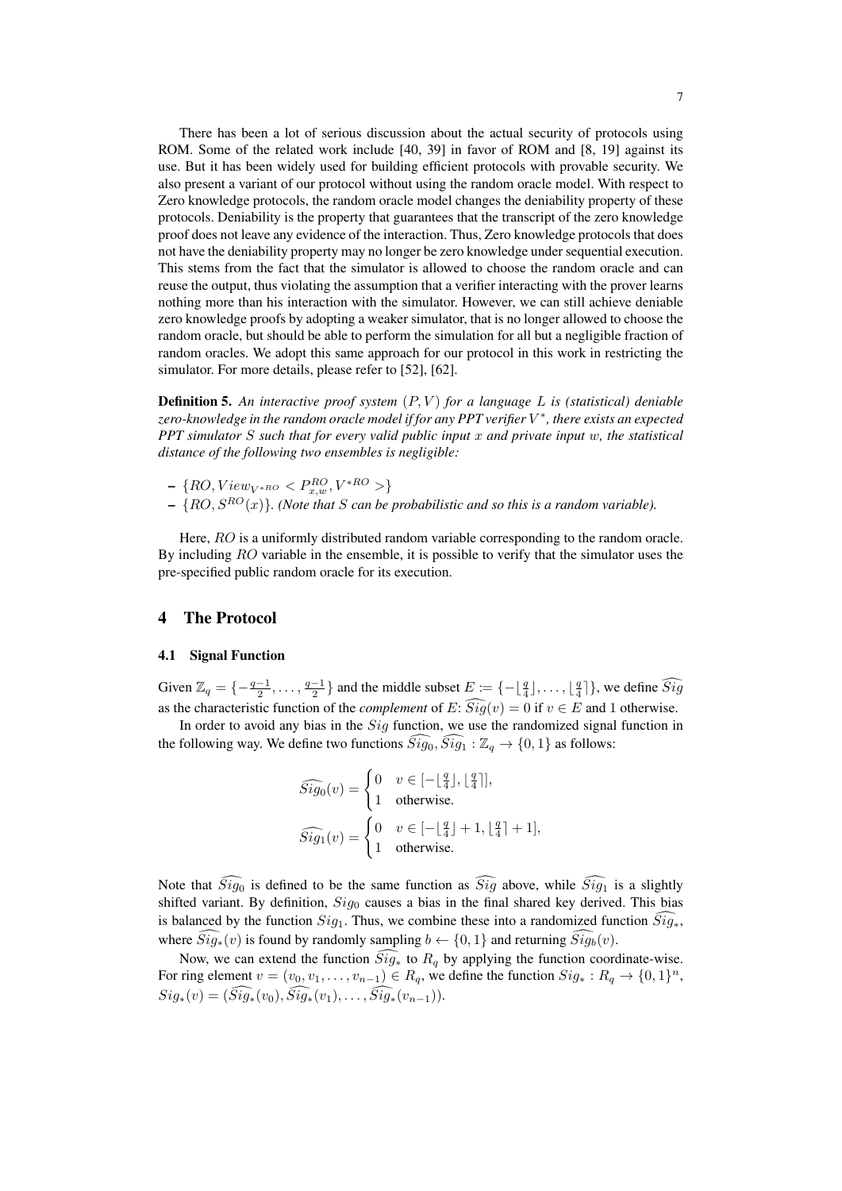There has been a lot of serious discussion about the actual security of protocols using ROM. Some of the related work include [40, 39] in favor of ROM and [8, 19] against its use. But it has been widely used for building efficient protocols with provable security. We also present a variant of our protocol without using the random oracle model. With respect to Zero knowledge protocols, the random oracle model changes the deniability property of these protocols. Deniability is the property that guarantees that the transcript of the zero knowledge proof does not leave any evidence of the interaction. Thus, Zero knowledge protocols that does not have the deniability property may no longer be zero knowledge under sequential execution. This stems from the fact that the simulator is allowed to choose the random oracle and can reuse the output, thus violating the assumption that a verifier interacting with the prover learns nothing more than his interaction with the simulator. However, we can still achieve deniable zero knowledge proofs by adopting a weaker simulator, that is no longer allowed to choose the random oracle, but should be able to perform the simulation for all but a negligible fraction of random oracles. We adopt this same approach for our protocol in this work in restricting the simulator. For more details, please refer to [52], [62].

**Definition 5.** *An interactive proof system $(P, V)$ for a language $L$ is (statistical) deniable zero-knowledge in the random oracle model if for any PPT verifier $V^*$, there exists an expected PPT simulator $S$ such that for every valid public input $x$ and private input $w$, the statistical distance of the following two ensembles is negligible:*

- $\{RO, View_{V^{*RO}} < P^{RO}_{x,w}, V^{*RO} >\}$
- $\{RO, S^{RO}(x)\}$. *(Note that $S$ can be probabilistic and so this is a random variable).*

Here, $RO$ is a uniformly distributed random variable corresponding to the random oracle. By including $RO$ variable in the ensemble, it is possible to verify that the simulator uses the pre-specified public random oracle for its execution.

# 4 The Protocol

## 4.1 Signal Function

Given $\mathbb{Z}_q = \{-\frac{q-1}{2}, \ldots, \frac{q-1}{2}\}$ and the middle subset $E := \{-\lfloor \frac{q}{4} \rfloor, \ldots, \lfloor \frac{q}{4} \rceil\}$, we define $\widehat{Sig}$ as the characteristic function of the *complement* of $E$: $\widehat{Sig}(v) = 0$ if $v \in E$ and 1 otherwise.

In order to avoid any bias in the $Sig$ function, we use the randomized signal function in the following way. We define two functions $\widehat{Sig_0}, \widehat{Sig_1} : \mathbb{Z}_q \to \{0, 1\}$ as follows:

$$\widehat{Sig_0}(v) = \begin{cases} 0 & v \in [-\lfloor \frac{q}{4} \rfloor, \lfloor \frac{q}{4} \rceil], \\ 1 & \text{otherwise.} \end{cases}$$

$$\widehat{Sig_1}(v) = \begin{cases} 0 & v \in [-\lfloor \frac{q}{4} \rfloor + 1, \lfloor \frac{q}{4} \rceil + 1], \\ 1 & \text{otherwise.} \end{cases}$$

Note that $\widehat{Sig_0}$ is defined to be the same function as $\widehat{Sig}$ above, while $\widehat{Sig_1}$ is a slightly shifted variant. By definition, $Sig_0$ causes a bias in the final shared key derived. This bias is balanced by the function $Sig_1$. Thus, we combine these into a randomized function $\widehat{Sig_*}$, where $\widehat{Sig_*}(v)$ is found by randomly sampling $b \leftarrow \{0, 1\}$ and returning $\widehat{Sig_b}(v)$.

Now, we can extend the function $\widehat{Sig_*}$ to $R_q$ by applying the function coordinate-wise. For ring element $v = (v_0, v_1, \ldots, v_{n-1}) \in R_q$, we define the function $Sig_* : R_q \to \{0, 1\}^n$, $Sig_*(v) = (\widehat{Sig_*}(v_0), \widehat{Sig_*}(v_1), \ldots, \widehat{Sig_*}(v_{n-1}))$.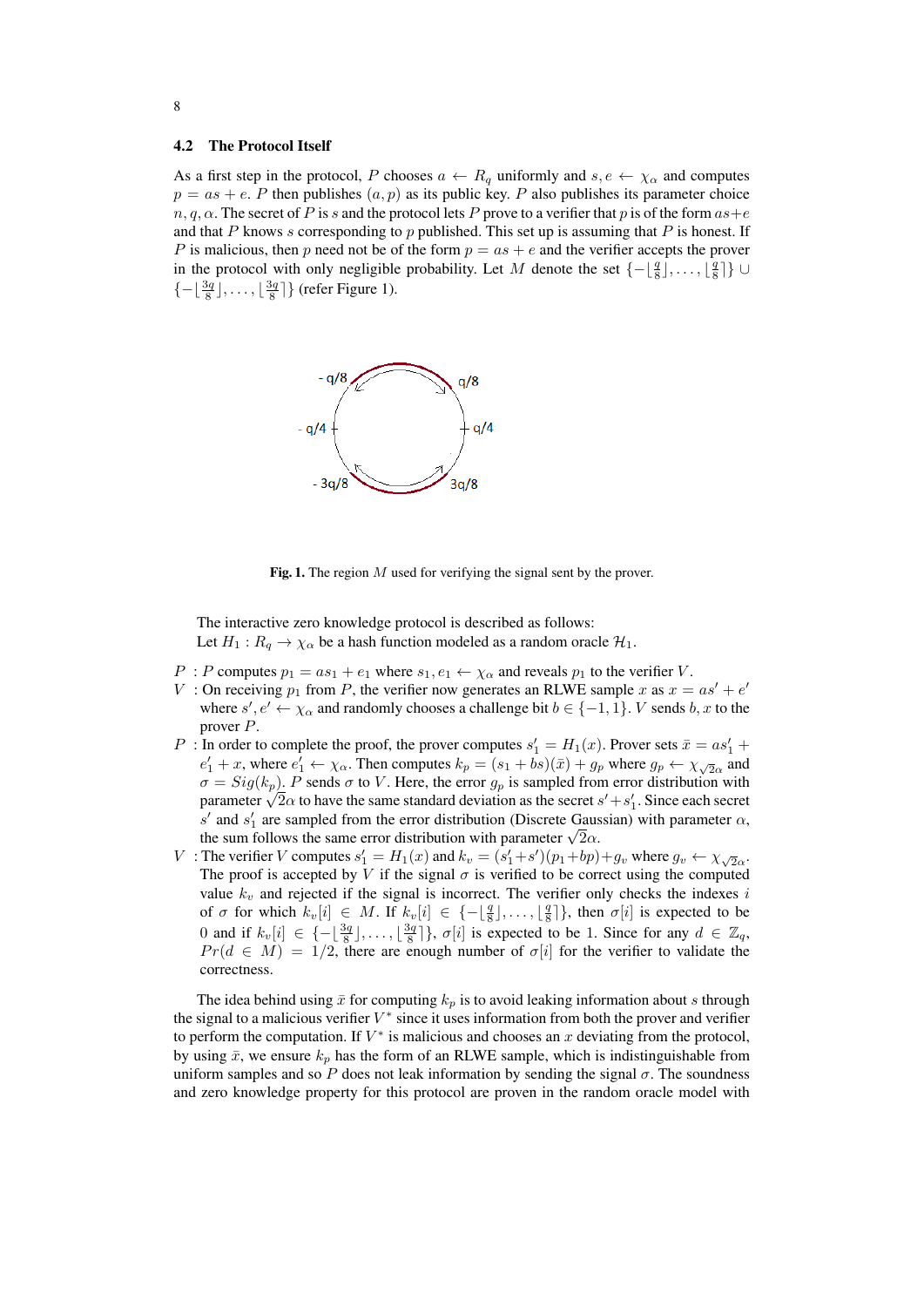### 4.2 The Protocol Itself

As a first step in the protocol, $P$ chooses $a \leftarrow R_q$ uniformly and $s, e \leftarrow \chi_\alpha$ and computes $p = as + e$. $P$ then publishes $(a, p)$ as its public key. $P$ also publishes its parameter choice $n, q, \alpha$. The secret of $P$ is $s$ and the protocol lets $P$ prove to a verifier that $p$ is of the form $as+e$ and that $P$ knows $s$ corresponding to $p$ published. This set up is assuming that $P$ is honest. If $P$ is malicious, then $p$ need not be of the form $p = as + e$ and the verifier accepts the prover in the protocol with only negligible probability. Let $M$ denote the set $\{-\lfloor \frac{q}{8} \rfloor, \ldots, \lfloor \frac{q}{8} \rceil\} \cup \{-\lfloor \frac{3q}{8} \rfloor, \ldots, \lfloor \frac{3q}{8} \rceil\}$ (refer Figure 1).

**Fig. 1.** The region $M$ used for verifying the signal sent by the prover.

The interactive zero knowledge protocol is described as follows:
Let $H_1 : R_q \rightarrow \chi_\alpha$ be a hash function modeled as a random oracle $\mathcal{H}_1$.

- $P$ : $P$ computes $p_1 = as_1 + e_1$ where $s_1, e_1 \leftarrow \chi_\alpha$ and reveals $p_1$ to the verifier $V$.
- $V$ : On receiving $p_1$ from $P$, the verifier now generates an RLWE sample $x$ as $x = as' + e'$ where $s', e' \leftarrow \chi_\alpha$ and randomly chooses a challenge bit $b \in \{-1, 1\}$. $V$ sends $b, x$ to the prover $P$.
- $P$ : In order to complete the proof, the prover computes $s'_1 = H_1(x)$. Prover sets $\bar{x} = as'_1 + e'_1 + x$, where $e'_1 \leftarrow \chi_\alpha$. Then computes $k_p = (s_1 + bs)(\bar{x}) + g_p$ where $g_p \leftarrow \chi_{\sqrt{2}\alpha}$ and $\sigma = Sig(k_p)$. $P$ sends $\sigma$ to $V$. Here, the error $g_p$ is sampled from error distribution with parameter $\sqrt{2}\alpha$ to have the same standard deviation as the secret $s' + s'_1$. Since each secret $s'$ and $s'_1$ are sampled from the error distribution (Discrete Gaussian) with parameter $\alpha$, the sum follows the same error distribution with parameter $\sqrt{2}\alpha$.
- $V$ : The verifier $V$ computes $s'_1 = H_1(x)$ and $k_v = (s'_1 + s')(p_1 + bp) + g_v$ where $g_v \leftarrow \chi_{\sqrt{2}\alpha}$. The proof is accepted by $V$ if the signal $\sigma$ is verified to be correct using the computed value $k_v$ and rejected if the signal is incorrect. The verifier only checks the indexes $i$ of $\sigma$ for which $k_v[i] \in M$. If $k_v[i] \in \{-\lfloor \frac{q}{8} \rfloor, \ldots, \lfloor \frac{q}{8} \rceil\}$, then $\sigma[i]$ is expected to be 0 and if $k_v[i] \in \{-\lfloor \frac{3q}{8} \rfloor, \ldots, \lfloor \frac{3q}{8} \rceil\}$, $\sigma[i]$ is expected to be 1. Since for any $d \in \mathbb{Z}_q$, $Pr(d \in M) = 1/2$, there are enough number of $\sigma[i]$ for the verifier to validate the correctness.

The idea behind using $\bar{x}$ for computing $k_p$ is to avoid leaking information about $s$ through the signal to a malicious verifier $V^*$ since it uses information from both the prover and verifier to perform the computation. If $V^*$ is malicious and chooses an $x$ deviating from the protocol, by using $\bar{x}$, we ensure $k_p$ has the form of an RLWE sample, which is indistinguishable from uniform samples and so $P$ does not leak information by sending the signal $\sigma$. The soundness and zero knowledge property for this protocol are proven in the random oracle model with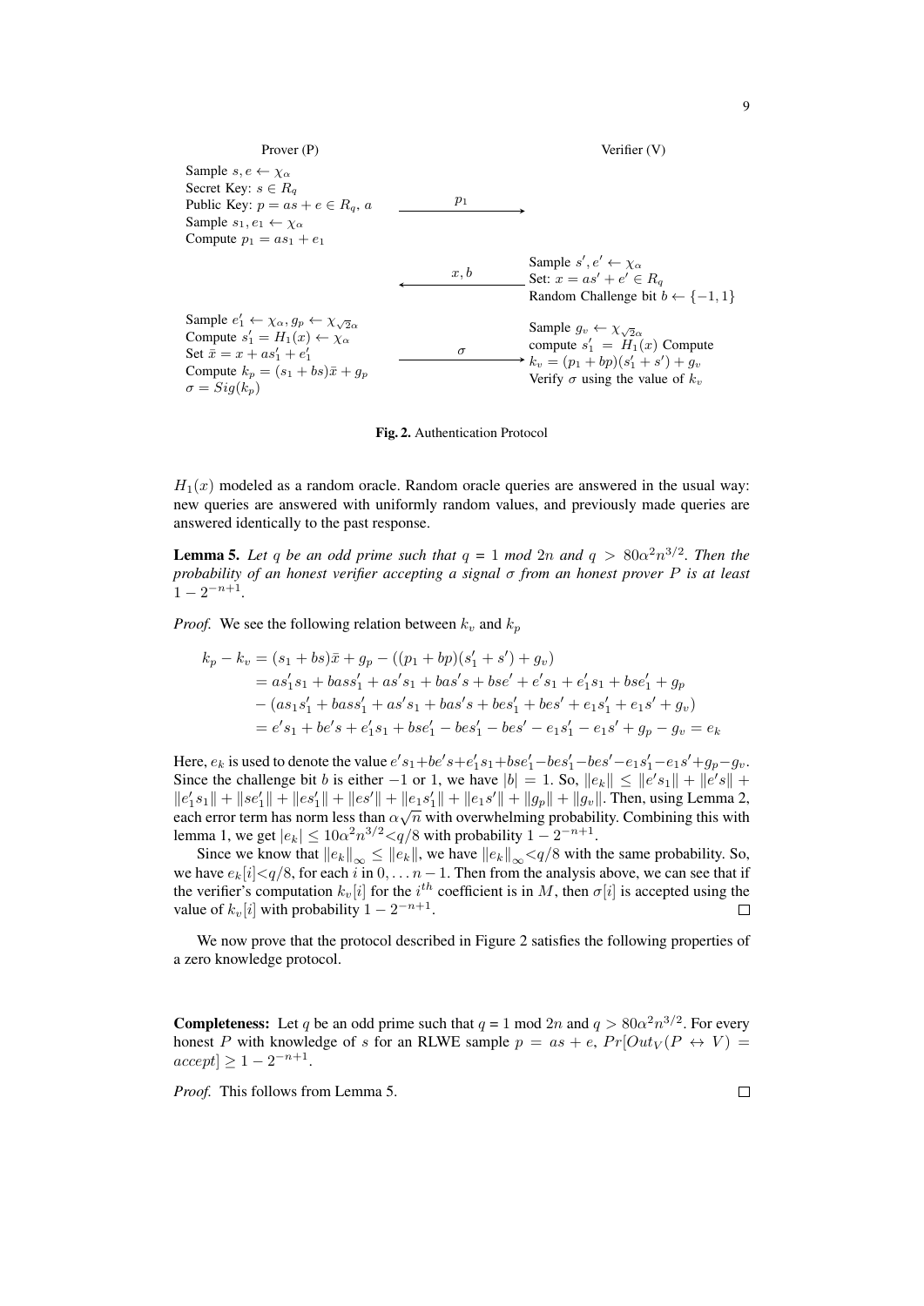| Prover (P) | | Verifier (V) |
|---|---|---|
| Sample $s, e \leftarrow \chi_\alpha$<br>Secret Key: $s \in R_q$<br>Public Key: $p = as + e \in R_q$, $a$<br>Sample $s_1, e_1 \leftarrow \chi_\alpha$<br>Compute $p_1 = as_1 + e_1$ | $p_1$ $\longrightarrow$ | |
| | $x, b$ $\longleftarrow$ | Sample $s', e' \leftarrow \chi_\alpha$<br>Set: $x = as' + e' \in R_q$<br>Random Challenge bit $b \leftarrow \{-1, 1\}$ |
| Sample $e_1' \leftarrow \chi_\alpha, g_p \leftarrow \chi_{\sqrt{2}\alpha}$<br>Compute $s_1' = H_1(x) \leftarrow \chi_\alpha$<br>Set $\bar{x} = x + as_1' + e_1'$<br>Compute $k_p = (s_1 + bs)\bar{x} + g_p$<br>$\sigma = Sig(k_p)$ | $\sigma$ $\longrightarrow$ | Sample $g_v \leftarrow \chi_{\sqrt{2}\alpha}$<br>compute $s_1' = H_1(x)$ Compute<br>$k_v = (p_1 + bp)(s_1' + s') + g_v$<br>Verify $\sigma$ using the value of $k_v$ |

**Fig. 2.** Authentication Protocol

$H_1(x)$ modeled as a random oracle. Random oracle queries are answered in the usual way: new queries are answered with uniformly random values, and previously made queries are answered identically to the past response.

**Lemma 5.** *Let $q$ be an odd prime such that $q = 1 \bmod 2n$ and $q > 80\alpha^2 n^{3/2}$. Then the probability of an honest verifier accepting a signal $\sigma$ from an honest prover $P$ is at least $1 - 2^{-n+1}$.*

*Proof.* We see the following relation between $k_v$ and $k_p$

$$
\begin{aligned}
k_p - k_v &= (s_1 + bs)\bar{x} + g_p - ((p_1 + bp)(s_1' + s') + g_v) \\
&= as_1's_1 + bass_1' + as's_1 + bas's + bse' + e's_1 + e_1's_1 + bse_1' + g_p \\
&\quad - (as_1s_1' + bass_1' + as's_1 + bas's + bes_1' + bes' + e_1s_1' + e_1s' + g_v) \\
&= e's_1 + be's + e_1's_1 + bse_1' - bes_1' - bes' - e_1s_1' - e_1s' + g_p - g_v = e_k
\end{aligned}
$$

Here, $e_k$ is used to denote the value $e's_1 + be's + e_1's_1 + bse_1' - bes_1' - bes' - e_1s_1' - e_1s' + g_p - g_v$. Since the challenge bit $b$ is either $-1$ or 1, we have $|b| = 1$. So, $\|e_k\| \leq \|e's_1\| + \|e's\| + \|e_1's_1\| + \|se_1'\| + \|es_1'\| + \|es'\| + \|e_1s_1'\| + \|e_1s'\| + \|g_p\| + \|g_v\|$. Then, using Lemma 2, each error term has norm less than $\alpha\sqrt{n}$ with overwhelming probability. Combining this with lemma 1, we get $|e_k| \leq 10\alpha^2 n^{3/2} < q/8$ with probability $1 - 2^{-n+1}$.

Since we know that $\|e_k\|_\infty \leq \|e_k\|$, we have $\|e_k\|_\infty < q/8$ with the same probability. So, we have $e_k[i] < q/8$, for each $i$ in $0, \dots n-1$. Then from the analysis above, we can see that if the verifier's computation $k_v[i]$ for the $i^{th}$ coefficient is in $M$, then $\sigma[i]$ is accepted using the value of $k_v[i]$ with probability $1 - 2^{-n+1}$. □

We now prove that the protocol described in Figure 2 satisfies the following properties of a zero knowledge protocol.

**Completeness:** Let $q$ be an odd prime such that $q = 1 \bmod 2n$ and $q > 80\alpha^2 n^{3/2}$. For every honest $P$ with knowledge of $s$ for an RLWE sample $p = as + e$, $Pr[Out_V(P \leftrightarrow V) = accept] \geq 1 - 2^{-n+1}$.

*Proof.* This follows from Lemma 5. □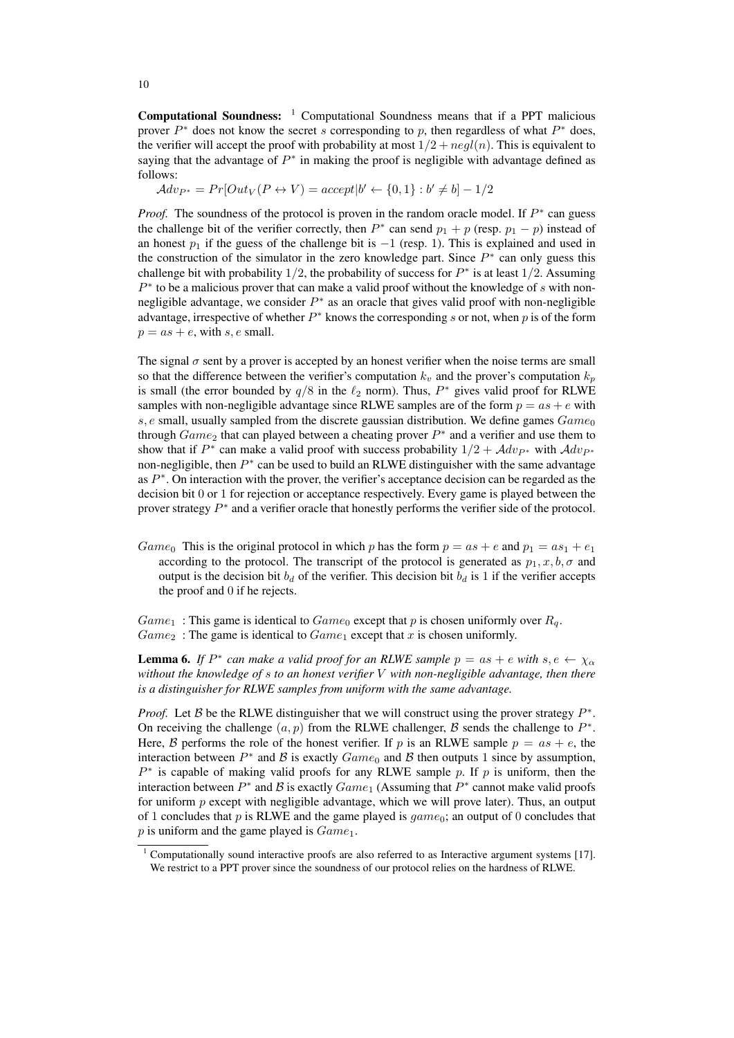**Computational Soundness:** [1] Computational Soundness means that if a PPT malicious prover $P^*$ does not know the secret $s$ corresponding to $p$, then regardless of what $P^*$ does, the verifier will accept the proof with probability at most $1/2 + negl(n)$. This is equivalent to saying that the advantage of $P^*$ in making the proof is negligible with advantage defined as follows:

$\mathcal{A}dv_{P^*} = Pr[Out_V(P \leftrightarrow V) = accept | b' \leftarrow \{0,1\} : b' \neq b] - 1/2$

*Proof.* The soundness of the protocol is proven in the random oracle model. If $P^*$ can guess the challenge bit of the verifier correctly, then $P^*$ can send $p_1 + p$ (resp. $p_1 - p$) instead of an honest $p_1$ if the guess of the challenge bit is $-1$ (resp. 1). This is explained and used in the construction of the simulator in the zero knowledge part. Since $P^*$ can only guess this challenge bit with probability $1/2$, the probability of success for $P^*$ is at least $1/2$. Assuming $P^*$ to be a malicious prover that can make a valid proof without the knowledge of $s$ with non-negligible advantage, we consider $P^*$ as an oracle that gives valid proof with non-negligible advantage, irrespective of whether $P^*$ knows the corresponding $s$ or not, when $p$ is of the form $p = as + e$, with $s, e$ small.

The signal $\sigma$ sent by a prover is accepted by an honest verifier when the noise terms are small so that the difference between the verifier's computation $k_v$ and the prover's computation $k_p$ is small (the error bounded by $q/8$ in the $\ell_2$ norm). Thus, $P^*$ gives valid proof for RLWE samples with non-negligible advantage since RLWE samples are of the form $p = as + e$ with $s, e$ small, usually sampled from the discrete gaussian distribution. We define games $Game_0$ through $Game_2$ that can played between a cheating prover $P^*$ and a verifier and use them to show that if $P^*$ can make a valid proof with success probability $1/2 + \mathcal{A}dv_{P^*}$ with $\mathcal{A}dv_{P^*}$ non-negligible, then $P^*$ can be used to build an RLWE distinguisher with the same advantage as $P^*$. On interaction with the prover, the verifier's acceptance decision can be regarded as the decision bit 0 or 1 for rejection or acceptance respectively. Every game is played between the prover strategy $P^*$ and a verifier oracle that honestly performs the verifier side of the protocol.

$Game_0$ This is the original protocol in which $p$ has the form $p = as + e$ and $p_1 = as_1 + e_1$ according to the protocol. The transcript of the protocol is generated as $p_1, x, b, \sigma$ and output is the decision bit $b_d$ of the verifier. This decision bit $b_d$ is 1 if the verifier accepts the proof and 0 if he rejects.

$Game_1$ : This game is identical to $Game_0$ except that $p$ is chosen uniformly over $R_q$.
$Game_2$ : The game is identical to $Game_1$ except that $x$ is chosen uniformly.

**Lemma 6.** *If $P^*$ can make a valid proof for an RLWE sample $p = as + e$ with $s, e \leftarrow \chi_\alpha$ without the knowledge of $s$ to an honest verifier $V$ with non-negligible advantage, then there is a distinguisher for RLWE samples from uniform with the same advantage.*

*Proof.* Let $\mathcal{B}$ be the RLWE distinguisher that we will construct using the prover strategy $P^*$. On receiving the challenge $(a, p)$ from the RLWE challenger, $\mathcal{B}$ sends the challenge to $P^*$. Here, $\mathcal{B}$ performs the role of the honest verifier. If $p$ is an RLWE sample $p = as + e$, the interaction between $P^*$ and $\mathcal{B}$ is exactly $Game_0$ and $\mathcal{B}$ then outputs 1 since by assumption, $P^*$ is capable of making valid proofs for any RLWE sample $p$. If $p$ is uniform, then the interaction between $P^*$ and $\mathcal{B}$ is exactly $Game_1$ (Assuming that $P^*$ cannot make valid proofs for uniform $p$ except with negligible advantage, which we will prove later). Thus, an output of 1 concludes that $p$ is RLWE and the game played is $game_0$; an output of 0 concludes that $p$ is uniform and the game played is $Game_1$.

[1] Computationally sound interactive proofs are also referred to as Interactive argument systems [17]. We restrict to a PPT prover since the soundness of our protocol relies on the hardness of RLWE.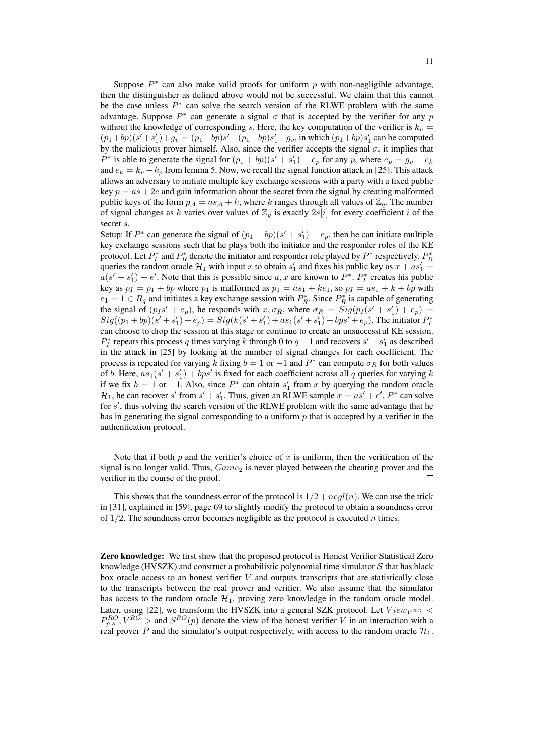Suppose $P^*$ can also make valid proofs for uniform $p$ with non-negligible advantage, then the distinguisher as defined above would not be successful. We claim that this cannot be the case unless $P^*$ can solve the search version of the RLWE problem with the same advantage. Suppose $P^*$ can generate a signal $\sigma$ that is accepted by the verifier for any $p$ without the knowledge of corresponding $s$. Here, the key computation of the verifier is $k_v = (p_1+bp)(s'+s'_1)+g_v = (p_1+bp)s'+(p_1+bp)s'_1+g_v$, in which $(p_1+bp)s'_1$ can be computed by the malicious prover himself. Also, since the verifier accepts the signal $\sigma$, it implies that $P^*$ is able to generate the signal for $(p_1 + bp)(s' + s'_1) + e_p$ for any $p$, where $e_p = g_v - e_k$ and $e_k = k_v - k_p$ from lemma 5. Now, we recall the signal function attack in [25]. This attack allows an adversary to initiate multiple key exchange sessions with a party with a fixed public key $p = as + 2e$ and gain information about the secret from the signal by creating malformed public keys of the form $p_{\mathcal{A}} = as_{\mathcal{A}} + k$, where $k$ ranges through all values of $\mathbb{Z}_q$. The number of signal changes as $k$ varies over values of $\mathbb{Z}_q$ is exactly $2s[i]$ for every coefficient $i$ of the secret $s$.

Setup: If $P^*$ can generate the signal of $(p_1 + bp)(s' + s'_1) + e_p$, then he can initiate multiple key exchange sessions such that he plays both the initiator and the responder roles of the KE protocol. Let $P^*_I$ and $P^*_R$ denote the initiator and responder role played by $P^*$ respectively. $P^*_R$ queries the random oracle $\mathcal{H}_1$ with input $x$ to obtain $s'_1$ and fixes his public key as $x + as'_1 = a(s' + s'_1) + e'$. Note that this is possible since $a, x$ are known to $P^*$. $P^*_I$ creates his public key as $p_I = p_1 + bp$ where $p_1$ is malformed as $p_1 = as_1 + ke_1$, so $p_I = as_1 + k + bp$ with $e_1 = 1 \in R_q$ and initiates a key exchange session with $P^*_R$. Since $P^*_R$ is capable of generating the signal of $(p_I s' + e_p)$, he responds with $x, \sigma_R$, where $\sigma_R = Sig(p_I(s' + s'_1) + e_p) = Sig((p_1 + bp)(s' + s'_1) + e_p) = Sig(k(s' + s'_1) + as_1(s' + s'_1) + bps' + e_p)$. The initiator $P^*_I$ can choose to drop the session at this stage or continue to create an unsuccessful KE session. $P^*_I$ repeats this process $q$ times varying $k$ through $0$ to $q - 1$ and recovers $s' + s'_1$ as described in the attack in [25] by looking at the number of signal changes for each coefficient. The process is repeated for varying $k$ fixing $b = 1$ or $-1$ and $P^*$ can compute $\sigma_R$ for both values of $b$. Here, $as_1(s' + s'_1) + bps'$ is fixed for each coefficient across all $q$ queries for varying $k$ if we fix $b = 1$ or $-1$. Also, since $P^*$ can obtain $s'_1$ from $x$ by querying the random oracle $\mathcal{H}_1$, he can recover $s'$ from $s' + s'_1$. Thus, given an RLWE sample $x = as' + e'$, $P^*$ can solve for $s'$, thus solving the search version of the RLWE problem with the same advantage that he has in generating the signal corresponding to a uniform $p$ that is accepted by a verifier in the authentication protocol.

□

Note that if both $p$ and the verifier's choice of $x$ is uniform, then the verification of the signal is no longer valid. Thus, $Game_2$ is never played between the cheating prover and the verifier in the course of the proof. □

This shows that the soundness error of the protocol is $1/2 + negl(n)$. We can use the trick in [31], explained in [59], page 69 to slightly modify the protocol to obtain a soundness error of $1/2$. The soundness error becomes negligible as the protocol is executed $n$ times.

**Zero knowledge:** We first show that the proposed protocol is Honest Verifier Statistical Zero knowledge (HVSZK) and construct a probabilistic polynomial time simulator $\mathcal{S}$ that has black box oracle access to an honest verifier $V$ and outputs transcripts that are statistically close to the transcripts between the real prover and verifier. We also assume that the simulator has access to the random oracle $\mathcal{H}_1$, proving zero knowledge in the random oracle model. Later, using [22], we transform the HVSZK into a general SZK protocol. Let $View_{V^{RO}} < P^{RO}_{p,s}, V^{RO} >$ and $S^{RO}(p)$ denote the view of the honest verifier $V$ in an interaction with a real prover $P$ and the simulator's output respectively, with access to the random oracle $\mathcal{H}_1$.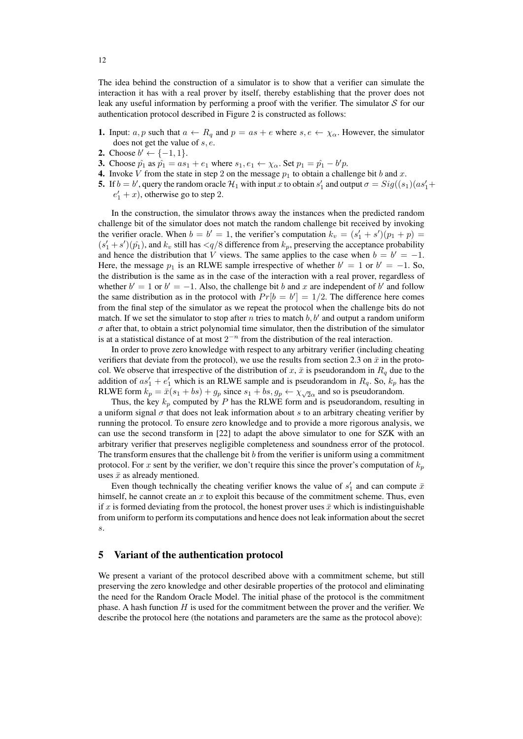The idea behind the construction of a simulator is to show that a verifier can simulate the interaction it has with a real prover by itself, thereby establishing that the prover does not leak any useful information by performing a proof with the verifier. The simulator $\mathcal{S}$ for our authentication protocol described in Figure 2 is constructed as follows:

**1.** Input: $a, p$ such that $a \leftarrow R_q$ and $p = as + e$ where $s, e \leftarrow \chi_\alpha$. However, the simulator does not get the value of $s, e$.

**2.** Choose $b' \leftarrow \{-1, 1\}$.

**3.** Choose $\hat{p_1}$ as $\hat{p_1} = as_1 + e_1$ where $s_1, e_1 \leftarrow \chi_\alpha$. Set $p_1 = \hat{p_1} - b'p$.

**4.** Invoke $V$ from the state in step 2 on the message $p_1$ to obtain a challenge bit $b$ and $x$.

**5.** If $b = b'$, query the random oracle $\mathcal{H}_1$ with input $x$ to obtain $s_1'$ and output $\sigma = Sig((s_1)(as_1' + e_1' + x)$, otherwise go to step 2.

In the construction, the simulator throws away the instances when the predicted random challenge bit of the simulator does not match the random challenge bit received by invoking the verifier oracle. When $b = b' = 1$, the verifier's computation $k_v = (s_1' + s')(p_1 + p) = (s_1' + s')(\hat{p_1})$, and $k_v$ still has $<q/8$ difference from $k_p$, preserving the acceptance probability and hence the distribution that $V$ views. The same applies to the case when $b = b' = -1$. Here, the message $p_1$ is an RLWE sample irrespective of whether $b' = 1$ or $b' = -1$. So, the distribution is the same as in the case of the interaction with a real prover, regardless of whether $b' = 1$ or $b' = -1$. Also, the challenge bit $b$ and $x$ are independent of $b'$ and follow the same distribution as in the protocol with $Pr[b = b'] = 1/2$. The difference here comes from the final step of the simulator as we repeat the protocol when the challenge bits do not match. If we set the simulator to stop after $n$ tries to match $b, b'$ and output a random uniform $\sigma$ after that, to obtain a strict polynomial time simulator, then the distribution of the simulator is at a statistical distance of at most $2^{-n}$ from the distribution of the real interaction.

In order to prove zero knowledge with respect to any arbitrary verifier (including cheating verifiers that deviate from the protocol), we use the results from section 2.3 on $\bar{x}$ in the protocol. We observe that irrespective of the distribution of $x$, $\bar{x}$ is pseudorandom in $R_q$ due to the addition of $as_1' + e_1'$ which is an RLWE sample and is pseudorandom in $R_q$. So, $k_p$ has the RLWE form $k_p = \bar{x}(s_1 + bs) + g_p$ since $s_1 + bs, g_p \leftarrow \chi_{\sqrt{2}\alpha}$ and so is pseudorandom.

Thus, the key $k_p$ computed by $P$ has the RLWE form and is pseudorandom, resulting in a uniform signal $\sigma$ that does not leak information about $s$ to an arbitrary cheating verifier by running the protocol. To ensure zero knowledge and to provide a more rigorous analysis, we can use the second transform in [22] to adapt the above simulator to one for SZK with an arbitrary verifier that preserves negligible completeness and soundness error of the protocol. The transform ensures that the challenge bit $b$ from the verifier is uniform using a commitment protocol. For $x$ sent by the verifier, we don't require this since the prover's computation of $k_p$ uses $\bar{x}$ as already mentioned.

Even though technically the cheating verifier knows the value of $s_1'$ and can compute $\bar{x}$ himself, he cannot create an $x$ to exploit this because of the commitment scheme. Thus, even if $x$ is formed deviating from the protocol, the honest prover uses $\bar{x}$ which is indistinguishable from uniform to perform its computations and hence does not leak information about the secret $s$.

## 5 Variant of the authentication protocol

We present a variant of the protocol described above with a commitment scheme, but still preserving the zero knowledge and other desirable properties of the protocol and eliminating the need for the Random Oracle Model. The initial phase of the protocol is the commitment phase. A hash function $H$ is used for the commitment between the prover and the verifier. We describe the protocol here (the notations and parameters are the same as the protocol above):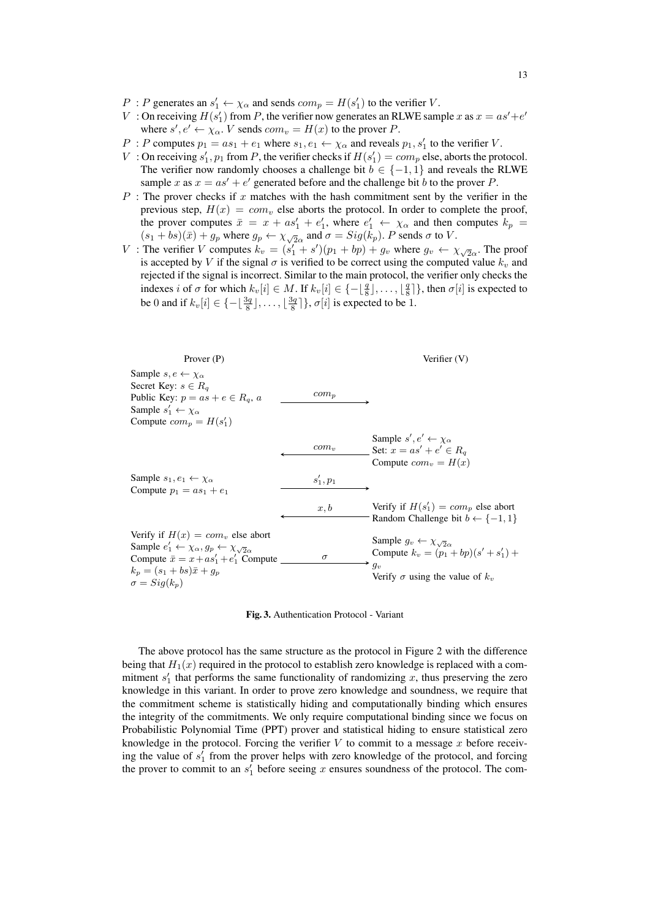- $P$ : $P$ generates an $s_1' \leftarrow \chi_\alpha$ and sends $com_p = H(s_1')$ to the verifier $V$.
- $V$ : On receiving $H(s_1')$ from $P$, the verifier now generates an RLWE sample $x$ as $x = as' + e'$ where $s', e' \leftarrow \chi_\alpha$. $V$ sends $com_v = H(x)$ to the prover $P$.
- $P$ : $P$ computes $p_1 = as_1 + e_1$ where $s_1, e_1 \leftarrow \chi_\alpha$ and reveals $p_1, s_1'$ to the verifier $V$.
- $V$ : On receiving $s_1', p_1$ from $P$, the verifier checks if $H(s_1') = com_p$ else, aborts the protocol. The verifier now randomly chooses a challenge bit $b \in \{-1, 1\}$ and reveals the RLWE sample $x$ as $x = as' + e'$ generated before and the challenge bit $b$ to the prover $P$.
- $P$ : The prover checks if $x$ matches with the hash commitment sent by the verifier in the previous step, $H(x) = com_v$ else aborts the protocol. In order to complete the proof, the prover computes $\bar{x} = x + as_1' + e_1'$, where $e_1' \leftarrow \chi_\alpha$ and then computes $k_p = (s_1 + bs)(\bar{x}) + g_p$ where $g_p \leftarrow \chi_{\sqrt{2}\alpha}$ and $\sigma = Sig(k_p)$. $P$ sends $\sigma$ to $V$.
- $V$ : The verifier $V$ computes $k_v = (s_1' + s')(p_1 + bp) + g_v$ where $g_v \leftarrow \chi_{\sqrt{2}\alpha}$. The proof is accepted by $V$ if the signal $\sigma$ is verified to be correct using the computed value $k_v$ and rejected if the signal is incorrect. Similar to the main protocol, the verifier only checks the indexes $i$ of $\sigma$ for which $k_v[i] \in M$. If $k_v[i] \in \{-\lfloor \frac{q}{8} \rfloor, \ldots, \lfloor \frac{q}{8} \rceil\}$, then $\sigma[i]$ is expected to be 0 and if $k_v[i] \in \{-\lfloor \frac{3q}{8} \rfloor, \ldots, \lfloor \frac{3q}{8} \rceil\}$, $\sigma[i]$ is expected to be 1.

| Prover (P) | | Verifier (V) |
|---|---|---|
| Sample $s, e \leftarrow \chi_\alpha$<br>Secret Key: $s \in R_q$<br>Public Key: $p = as + e \in R_q$, $a$<br>Sample $s_1' \leftarrow \chi_\alpha$<br>Compute $com_p = H(s_1')$ | $com_p$ $\longrightarrow$ | |
| | $\longleftarrow$ $com_v$ | Sample $s', e' \leftarrow \chi_\alpha$<br>Set: $x = as' + e' \in R_q$<br>Compute $com_v = H(x)$ |
| Sample $s_1, e_1 \leftarrow \chi_\alpha$<br>Compute $p_1 = as_1 + e_1$ | $s_1', p_1$ $\longrightarrow$ | |
| | $\longleftarrow$ $x, b$ | Verify if $H(s_1') = com_p$ else abort<br>Random Challenge bit $b \leftarrow \{-1, 1\}$ |
| Verify if $H(x) = com_v$ else abort<br>Sample $e_1' \leftarrow \chi_\alpha, g_p \leftarrow \chi_{\sqrt{2}\alpha}$<br>Compute $\bar{x} = x + as_1' + e_1'$ Compute $k_p = (s_1 + bs)\bar{x} + g_p$<br>$\sigma = Sig(k_p)$ | $\sigma$ $\longrightarrow$ | Sample $g_v \leftarrow \chi_{\sqrt{2}\alpha}$<br>Compute $k_v = (p_1 + bp)(s' + s_1') + g_v$<br>Verify $\sigma$ using the value of $k_v$ |

**Fig. 3.** Authentication Protocol - Variant

The above protocol has the same structure as the protocol in Figure 2 with the difference being that $H_1(x)$ required in the protocol to establish zero knowledge is replaced with a commitment $s_1'$ that performs the same functionality of randomizing $x$, thus preserving the zero knowledge in this variant. In order to prove zero knowledge and soundness, we require that the commitment scheme is statistically hiding and computationally binding which ensures the integrity of the commitments. We only require computational binding since we focus on Probabilistic Polynomial Time (PPT) prover and statistical hiding to ensure statistical zero knowledge in the protocol. Forcing the verifier $V$ to commit to a message $x$ before receiving the value of $s_1'$ from the prover helps with zero knowledge of the protocol, and forcing the prover to commit to an $s_1'$ before seeing $x$ ensures soundness of the protocol. The com-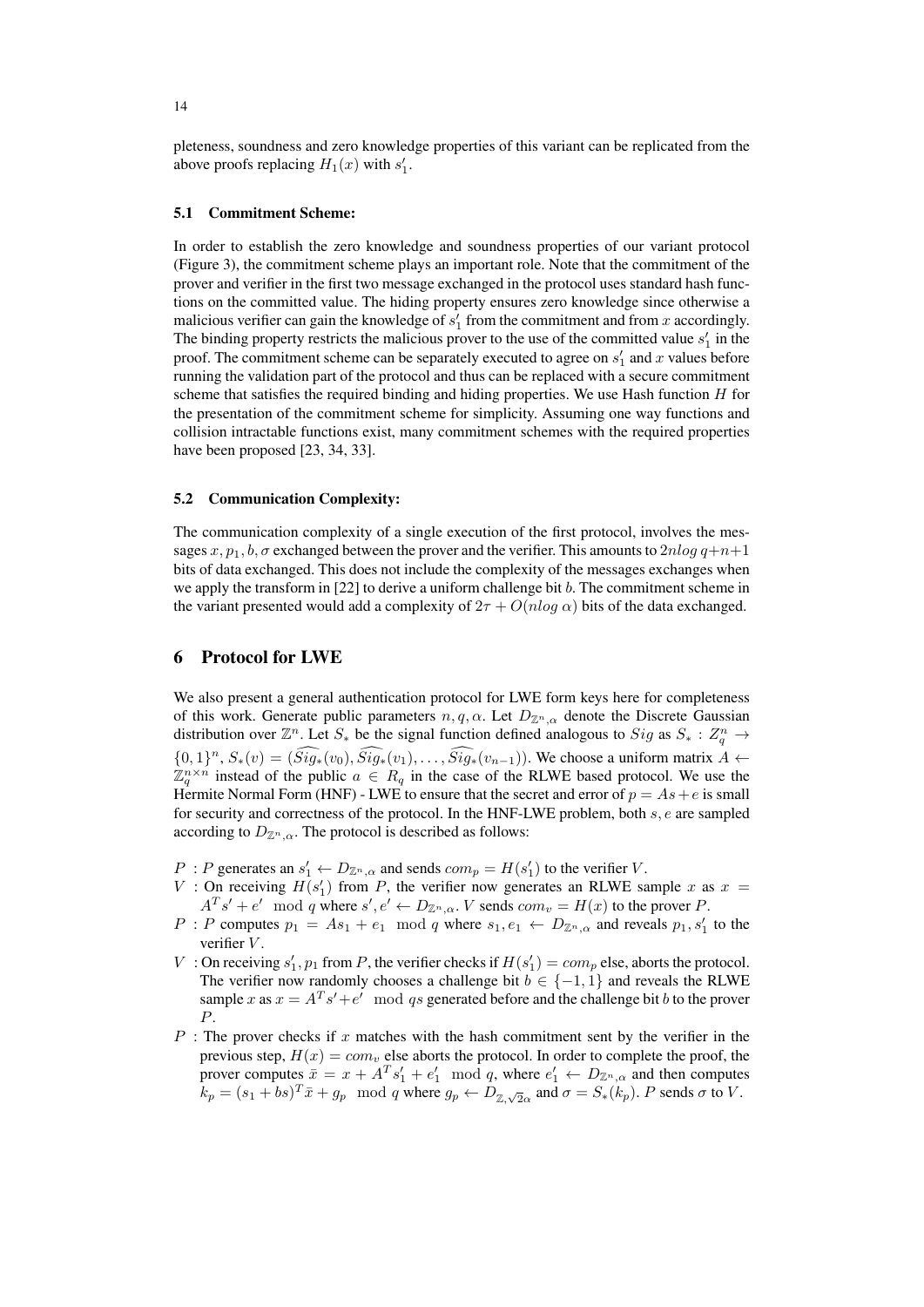pleteness, soundness and zero knowledge properties of this variant can be replicated from the above proofs replacing $H_1(x)$ with $s'_1$.

### 5.1 Commitment Scheme:

In order to establish the zero knowledge and soundness properties of our variant protocol (Figure 3), the commitment scheme plays an important role. Note that the commitment of the prover and verifier in the first two message exchanged in the protocol uses standard hash functions on the committed value. The hiding property ensures zero knowledge since otherwise a malicious verifier can gain the knowledge of $s'_1$ from the commitment and from $x$ accordingly. The binding property restricts the malicious prover to the use of the committed value $s'_1$ in the proof. The commitment scheme can be separately executed to agree on $s'_1$ and $x$ values before running the validation part of the protocol and thus can be replaced with a secure commitment scheme that satisfies the required binding and hiding properties. We use Hash function $H$ for the presentation of the commitment scheme for simplicity. Assuming one way functions and collision intractable functions exist, many commitment schemes with the required properties have been proposed [23, 34, 33].

### 5.2 Communication Complexity:

The communication complexity of a single execution of the first protocol, involves the messages $x, p_1, b, \sigma$ exchanged between the prover and the verifier. This amounts to $2nlog\, q+n+1$ bits of data exchanged. This does not include the complexity of the messages exchanges when we apply the transform in [22] to derive a uniform challenge bit $b$. The commitment scheme in the variant presented would add a complexity of $2\tau + O(nlog\, \alpha)$ bits of the data exchanged.

## 6 Protocol for LWE

We also present a general authentication protocol for LWE form keys here for completeness of this work. Generate public parameters $n, q, \alpha$. Let $D_{\mathbb{Z}^n,\alpha}$ denote the Discrete Gaussian distribution over $\mathbb{Z}^n$. Let $S_*$ be the signal function defined analogous to $Sig$ as $S_* : Z_q^n \rightarrow \{0,1\}^n$, $S_*(v) = (\widehat{Sig_*}(v_0), \widehat{Sig_*}(v_1), \ldots, \widehat{Sig_*}(v_{n-1}))$. We choose a uniform matrix $A \leftarrow \mathbb{Z}_q^{n\times n}$ instead of the public $a \in R_q$ in the case of the RLWE based protocol. We use the Hermite Normal Form (HNF) - LWE to ensure that the secret and error of $p = As + e$ is small for security and correctness of the protocol. In the HNF-LWE problem, both $s, e$ are sampled according to $D_{\mathbb{Z}^n,\alpha}$. The protocol is described as follows:

- $P$ : $P$ generates an $s'_1 \leftarrow D_{\mathbb{Z}^n,\alpha}$ and sends $com_p = H(s'_1)$ to the verifier $V$.
- $V$ : On receiving $H(s'_1)$ from $P$, the verifier now generates an RLWE sample $x$ as $x = A^T s' + e' \mod q$ where $s', e' \leftarrow D_{\mathbb{Z}^n,\alpha}$. $V$ sends $com_v = H(x)$ to the prover $P$.
- $P$ : $P$ computes $p_1 = As_1 + e_1 \mod q$ where $s_1, e_1 \leftarrow D_{\mathbb{Z}^n,\alpha}$ and reveals $p_1, s'_1$ to the verifier $V$.
- $V$ : On receiving $s'_1, p_1$ from $P$, the verifier checks if $H(s'_1) = com_p$ else, aborts the protocol. The verifier now randomly chooses a challenge bit $b \in \{-1, 1\}$ and reveals the RLWE sample $x$ as $x = A^T s' + e' \mod qs$ generated before and the challenge bit $b$ to the prover $P$.
- $P$ : The prover checks if $x$ matches with the hash commitment sent by the verifier in the previous step, $H(x) = com_v$ else aborts the protocol. In order to complete the proof, the prover computes $\bar{x} = x + A^T s'_1 + e'_1 \mod q$, where $e'_1 \leftarrow D_{\mathbb{Z}^n,\alpha}$ and then computes $k_p = (s_1 + bs)^T \bar{x} + g_p \mod q$ where $g_p \leftarrow D_{\mathbb{Z},\sqrt{2}\alpha}$ and $\sigma = S_*(k_p)$. $P$ sends $\sigma$ to $V$.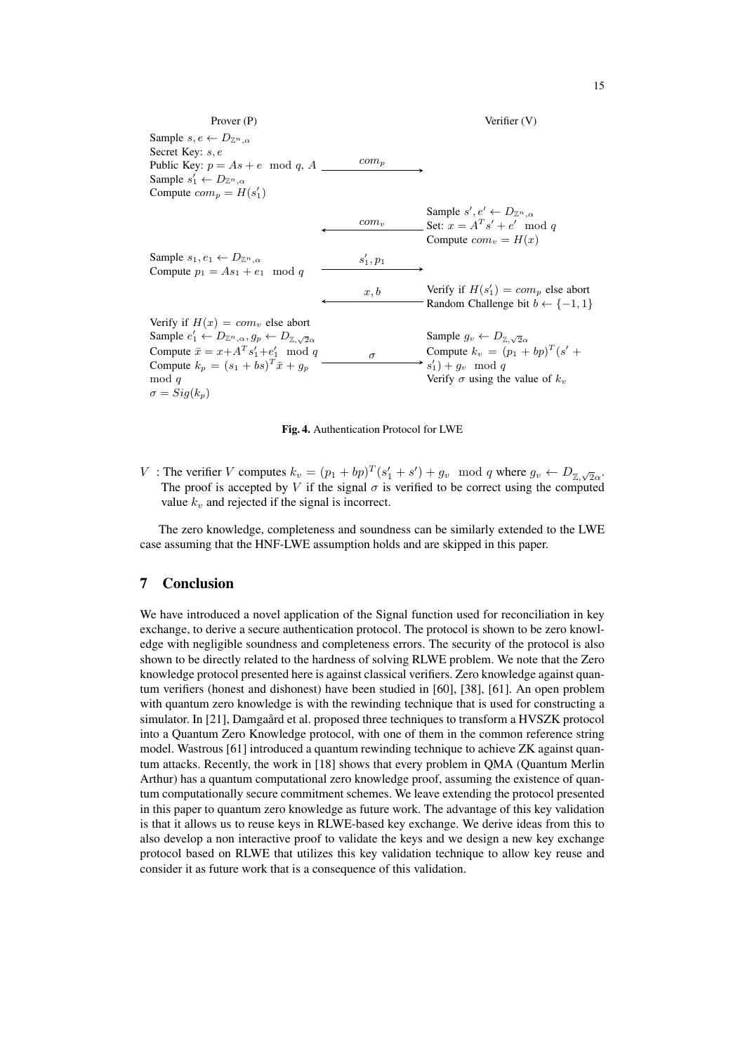| Prover (P) | | Verifier (V) |
|---|---|---|
| Sample $s, e \leftarrow D_{\mathbb{Z}^n,\alpha}$<br>Secret Key: $s, e$<br>Public Key: $p = As + e \mod q$, $A$<br>Sample $s_1' \leftarrow D_{\mathbb{Z}^n,\alpha}$<br>Compute $com_p = H(s_1')$ | $com_p$ $\longrightarrow$ | |
| | $\longleftarrow$ $com_v$ | Sample $s', e' \leftarrow D_{\mathbb{Z}^n,\alpha}$<br>Set: $x = A^T s' + e' \mod q$<br>Compute $com_v = H(x)$ |
| Sample $s_1, e_1 \leftarrow D_{\mathbb{Z}^n,\alpha}$<br>Compute $p_1 = As_1 + e_1 \mod q$ | $s_1', p_1$ $\longrightarrow$ | |
| | $\longleftarrow$ $x, b$ | Verify if $H(s_1') = com_p$ else abort<br>Random Challenge bit $b \leftarrow \{-1, 1\}$ |
| Verify if $H(x) = com_v$ else abort<br>Sample $e_1' \leftarrow D_{\mathbb{Z}^n,\alpha}, g_p \leftarrow D_{\mathbb{Z},\sqrt{2}\alpha}$<br>Compute $\bar{x} = x + A^T s_1' + e_1' \mod q$<br>Compute $k_p = (s_1 + bs)^T \bar{x} + g_p \mod q$<br>$\sigma = Sig(k_p)$ | $\sigma$ $\longrightarrow$ | Sample $g_v \leftarrow D_{\mathbb{Z},\sqrt{2}\alpha}$<br>Compute $k_v = (p_1 + bp)^T (s' + s_1') + g_v \mod q$<br>Verify $\sigma$ using the value of $k_v$ |

**Fig. 4.** Authentication Protocol for LWE

$V$ : The verifier $V$ computes $k_v = (p_1 + bp)^T (s_1' + s') + g_v \mod q$ where $g_v \leftarrow D_{\mathbb{Z},\sqrt{2}\alpha}$. The proof is accepted by $V$ if the signal $\sigma$ is verified to be correct using the computed value $k_v$ and rejected if the signal is incorrect.

The zero knowledge, completeness and soundness can be similarly extended to the LWE case assuming that the HNF-LWE assumption holds and are skipped in this paper.

## 7 Conclusion

We have introduced a novel application of the Signal function used for reconciliation in key exchange, to derive a secure authentication protocol. The protocol is shown to be zero knowledge with negligible soundness and completeness errors. The security of the protocol is also shown to be directly related to the hardness of solving RLWE problem. We note that the Zero knowledge protocol presented here is against classical verifiers. Zero knowledge against quantum verifiers (honest and dishonest) have been studied in [60], [38], [61]. An open problem with quantum zero knowledge is with the rewinding technique that is used for constructing a simulator. In [21], Damgård et al. proposed three techniques to transform a HVSZK protocol into a Quantum Zero Knowledge protocol, with one of them in the common reference string model. Wastrous [61] introduced a quantum rewinding technique to achieve ZK against quantum attacks. Recently, the work in [18] shows that every problem in QMA (Quantum Merlin Arthur) has a quantum computational zero knowledge proof, assuming the existence of quantum computationally secure commitment schemes. We leave extending the protocol presented in this paper to quantum zero knowledge as future work. The advantage of this key validation is that it allows us to reuse keys in RLWE-based key exchange. We derive ideas from this to also develop a non interactive proof to validate the keys and we design a new key exchange protocol based on RLWE that utilizes this key validation technique to allow key reuse and consider it as future work that is a consequence of this validation.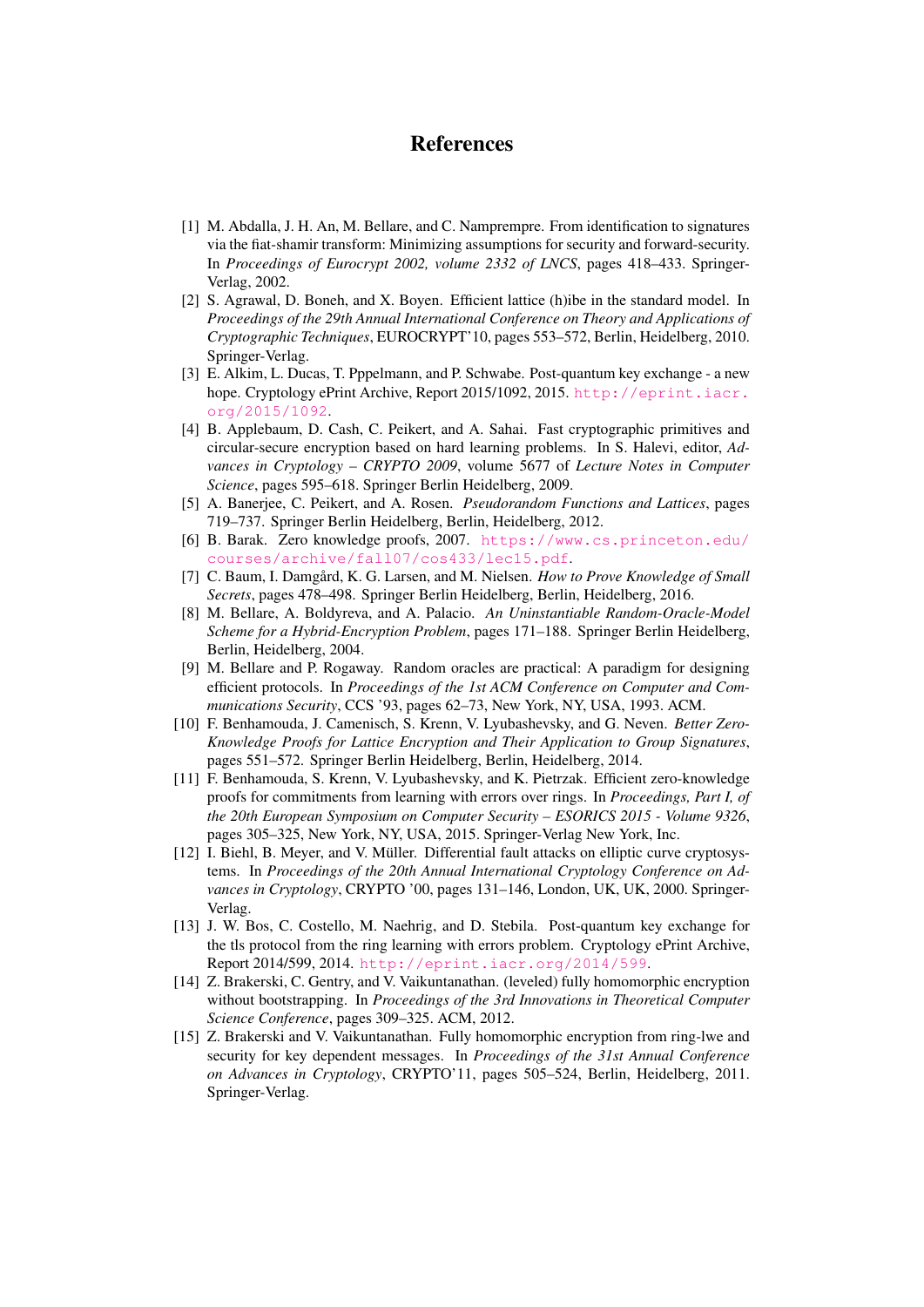# References

[1] M. Abdalla, J. H. An, M. Bellare, and C. Namprempre. From identification to signatures via the fiat-shamir transform: Minimizing assumptions for security and forward-security. In *Proceedings of Eurocrypt 2002, volume 2332 of LNCS*, pages 418–433. Springer-Verlag, 2002.

[2] S. Agrawal, D. Boneh, and X. Boyen. Efficient lattice (h)ibe in the standard model. In *Proceedings of the 29th Annual International Conference on Theory and Applications of Cryptographic Techniques*, EUROCRYPT'10, pages 553–572, Berlin, Heidelberg, 2010. Springer-Verlag.

[3] E. Alkim, L. Ducas, T. Pppelmann, and P. Schwabe. Post-quantum key exchange - a new hope. Cryptology ePrint Archive, Report 2015/1092, 2015. http://eprint.iacr.org/2015/1092.

[4] B. Applebaum, D. Cash, C. Peikert, and A. Sahai. Fast cryptographic primitives and circular-secure encryption based on hard learning problems. In S. Halevi, editor, *Advances in Cryptology – CRYPTO 2009*, volume 5677 of *Lecture Notes in Computer Science*, pages 595–618. Springer Berlin Heidelberg, 2009.

[5] A. Banerjee, C. Peikert, and A. Rosen. *Pseudorandom Functions and Lattices*, pages 719–737. Springer Berlin Heidelberg, Berlin, Heidelberg, 2012.

[6] B. Barak. Zero knowledge proofs, 2007. https://www.cs.princeton.edu/courses/archive/fall07/cos433/lec15.pdf.

[7] C. Baum, I. Damgård, K. G. Larsen, and M. Nielsen. *How to Prove Knowledge of Small Secrets*, pages 478–498. Springer Berlin Heidelberg, Berlin, Heidelberg, 2016.

[8] M. Bellare, A. Boldyreva, and A. Palacio. *An Uninstantiable Random-Oracle-Model Scheme for a Hybrid-Encryption Problem*, pages 171–188. Springer Berlin Heidelberg, Berlin, Heidelberg, 2004.

[9] M. Bellare and P. Rogaway. Random oracles are practical: A paradigm for designing efficient protocols. In *Proceedings of the 1st ACM Conference on Computer and Communications Security*, CCS '93, pages 62–73, New York, NY, USA, 1993. ACM.

[10] F. Benhamouda, J. Camenisch, S. Krenn, V. Lyubashevsky, and G. Neven. *Better Zero-Knowledge Proofs for Lattice Encryption and Their Application to Group Signatures*, pages 551–572. Springer Berlin Heidelberg, Berlin, Heidelberg, 2014.

[11] F. Benhamouda, S. Krenn, V. Lyubashevsky, and K. Pietrzak. Efficient zero-knowledge proofs for commitments from learning with errors over rings. In *Proceedings, Part I, of the 20th European Symposium on Computer Security – ESORICS 2015 - Volume 9326*, pages 305–325, New York, NY, USA, 2015. Springer-Verlag New York, Inc.

[12] I. Biehl, B. Meyer, and V. Müller. Differential fault attacks on elliptic curve cryptosystems. In *Proceedings of the 20th Annual International Cryptology Conference on Advances in Cryptology*, CRYPTO '00, pages 131–146, London, UK, UK, 2000. Springer-Verlag.

[13] J. W. Bos, C. Costello, M. Naehrig, and D. Stebila. Post-quantum key exchange for the tls protocol from the ring learning with errors problem. Cryptology ePrint Archive, Report 2014/599, 2014. http://eprint.iacr.org/2014/599.

[14] Z. Brakerski, C. Gentry, and V. Vaikuntanathan. (leveled) fully homomorphic encryption without bootstrapping. In *Proceedings of the 3rd Innovations in Theoretical Computer Science Conference*, pages 309–325. ACM, 2012.

[15] Z. Brakerski and V. Vaikuntanathan. Fully homomorphic encryption from ring-lwe and security for key dependent messages. In *Proceedings of the 31st Annual Conference on Advances in Cryptology*, CRYPTO'11, pages 505–524, Berlin, Heidelberg, 2011. Springer-Verlag.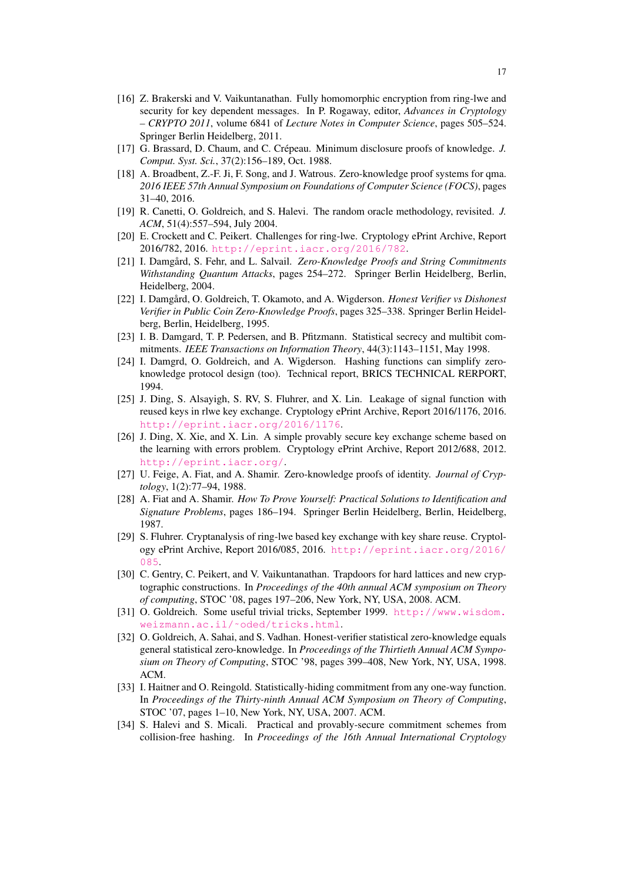[16] Z. Brakerski and V. Vaikuntanathan. Fully homomorphic encryption from ring-lwe and security for key dependent messages. In P. Rogaway, editor, *Advances in Cryptology – CRYPTO 2011*, volume 6841 of *Lecture Notes in Computer Science*, pages 505–524. Springer Berlin Heidelberg, 2011.

[17] G. Brassard, D. Chaum, and C. Crépeau. Minimum disclosure proofs of knowledge. *J. Comput. Syst. Sci.*, 37(2):156–189, Oct. 1988.

[18] A. Broadbent, Z.-F. Ji, F. Song, and J. Watrous. Zero-knowledge proof systems for qma. *2016 IEEE 57th Annual Symposium on Foundations of Computer Science (FOCS)*, pages 31–40, 2016.

[19] R. Canetti, O. Goldreich, and S. Halevi. The random oracle methodology, revisited. *J. ACM*, 51(4):557–594, July 2004.

[20] E. Crockett and C. Peikert. Challenges for ring-lwe. Cryptology ePrint Archive, Report 2016/782, 2016. http://eprint.iacr.org/2016/782.

[21] I. Damgård, S. Fehr, and L. Salvail. *Zero-Knowledge Proofs and String Commitments Withstanding Quantum Attacks*, pages 254–272. Springer Berlin Heidelberg, Berlin, Heidelberg, 2004.

[22] I. Damgård, O. Goldreich, T. Okamoto, and A. Wigderson. *Honest Verifier vs Dishonest Verifier in Public Coin Zero-Knowledge Proofs*, pages 325–338. Springer Berlin Heidelberg, Berlin, Heidelberg, 1995.

[23] I. B. Damgard, T. P. Pedersen, and B. Pfitzmann. Statistical secrecy and multibit commitments. *IEEE Transactions on Information Theory*, 44(3):1143–1151, May 1998.

[24] I. Damgrd, O. Goldreich, and A. Wigderson. Hashing functions can simplify zero-knowledge protocol design (too). Technical report, BRICS TECHNICAL RERPORT, 1994.

[25] J. Ding, S. Alsayigh, S. RV, S. Fluhrer, and X. Lin. Leakage of signal function with reused keys in rlwe key exchange. Cryptology ePrint Archive, Report 2016/1176, 2016. http://eprint.iacr.org/2016/1176.

[26] J. Ding, X. Xie, and X. Lin. A simple provably secure key exchange scheme based on the learning with errors problem. Cryptology ePrint Archive, Report 2012/688, 2012. http://eprint.iacr.org/.

[27] U. Feige, A. Fiat, and A. Shamir. Zero-knowledge proofs of identity. *Journal of Cryptology*, 1(2):77–94, 1988.

[28] A. Fiat and A. Shamir. *How To Prove Yourself: Practical Solutions to Identification and Signature Problems*, pages 186–194. Springer Berlin Heidelberg, Berlin, Heidelberg, 1987.

[29] S. Fluhrer. Cryptanalysis of ring-lwe based key exchange with key share reuse. Cryptology ePrint Archive, Report 2016/085, 2016. http://eprint.iacr.org/2016/085.

[30] C. Gentry, C. Peikert, and V. Vaikuntanathan. Trapdoors for hard lattices and new cryptographic constructions. In *Proceedings of the 40th annual ACM symposium on Theory of computing*, STOC '08, pages 197–206, New York, NY, USA, 2008. ACM.

[31] O. Goldreich. Some useful trivial tricks, September 1999. http://www.wisdom.weizmann.ac.il/~oded/tricks.html.

[32] O. Goldreich, A. Sahai, and S. Vadhan. Honest-verifier statistical zero-knowledge equals general statistical zero-knowledge. In *Proceedings of the Thirtieth Annual ACM Symposium on Theory of Computing*, STOC '98, pages 399–408, New York, NY, USA, 1998. ACM.

[33] I. Haitner and O. Reingold. Statistically-hiding commitment from any one-way function. In *Proceedings of the Thirty-ninth Annual ACM Symposium on Theory of Computing*, STOC '07, pages 1–10, New York, NY, USA, 2007. ACM.

[34] S. Halevi and S. Micali. Practical and provably-secure commitment schemes from collision-free hashing. In *Proceedings of the 16th Annual International Cryptology*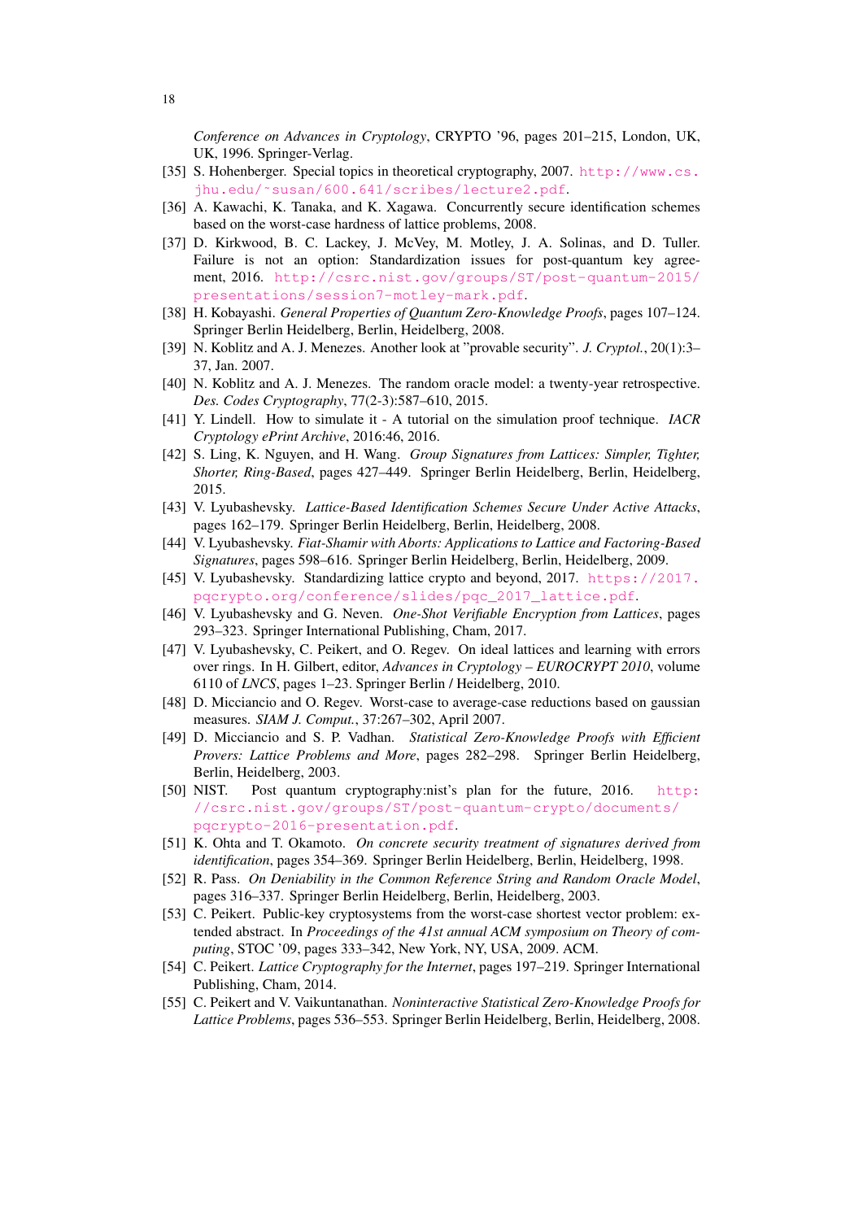Conference on Advances in Cryptology*, CRYPTO '96, pages 201–215, London, UK, UK, 1996. Springer-Verlag.

[35] S. Hohenberger. Special topics in theoretical cryptography, 2007. http://www.cs.jhu.edu/~susan/600.641/scribes/lecture2.pdf.

[36] A. Kawachi, K. Tanaka, and K. Xagawa. Concurrently secure identification schemes based on the worst-case hardness of lattice problems, 2008.

[37] D. Kirkwood, B. C. Lackey, J. McVey, M. Motley, J. A. Solinas, and D. Tuller. Failure is not an option: Standardization issues for post-quantum key agreement, 2016. http://csrc.nist.gov/groups/ST/post-quantum-2015/presentations/session7-motley-mark.pdf.

[38] H. Kobayashi. *General Properties of Quantum Zero-Knowledge Proofs*, pages 107–124. Springer Berlin Heidelberg, Berlin, Heidelberg, 2008.

[39] N. Koblitz and A. J. Menezes. Another look at "provable security". *J. Cryptol.*, 20(1):3–37, Jan. 2007.

[40] N. Koblitz and A. J. Menezes. The random oracle model: a twenty-year retrospective. *Des. Codes Cryptography*, 77(2-3):587–610, 2015.

[41] Y. Lindell. How to simulate it - A tutorial on the simulation proof technique. *IACR Cryptology ePrint Archive*, 2016:46, 2016.

[42] S. Ling, K. Nguyen, and H. Wang. *Group Signatures from Lattices: Simpler, Tighter, Shorter, Ring-Based*, pages 427–449. Springer Berlin Heidelberg, Berlin, Heidelberg, 2015.

[43] V. Lyubashevsky. *Lattice-Based Identification Schemes Secure Under Active Attacks*, pages 162–179. Springer Berlin Heidelberg, Berlin, Heidelberg, 2008.

[44] V. Lyubashevsky. *Fiat-Shamir with Aborts: Applications to Lattice and Factoring-Based Signatures*, pages 598–616. Springer Berlin Heidelberg, Berlin, Heidelberg, 2009.

[45] V. Lyubashevsky. Standardizing lattice crypto and beyond, 2017. https://2017.pqcrypto.org/conference/slides/pqc_2017_lattice.pdf.

[46] V. Lyubashevsky and G. Neven. *One-Shot Verifiable Encryption from Lattices*, pages 293–323. Springer International Publishing, Cham, 2017.

[47] V. Lyubashevsky, C. Peikert, and O. Regev. On ideal lattices and learning with errors over rings. In H. Gilbert, editor, *Advances in Cryptology – EUROCRYPT 2010*, volume 6110 of *LNCS*, pages 1–23. Springer Berlin / Heidelberg, 2010.

[48] D. Micciancio and O. Regev. Worst-case to average-case reductions based on gaussian measures. *SIAM J. Comput.*, 37:267–302, April 2007.

[49] D. Micciancio and S. P. Vadhan. *Statistical Zero-Knowledge Proofs with Efficient Provers: Lattice Problems and More*, pages 282–298. Springer Berlin Heidelberg, Berlin, Heidelberg, 2003.

[50] NIST. Post quantum cryptography:nist's plan for the future, 2016. http://csrc.nist.gov/groups/ST/post-quantum-crypto/documents/pqcrypto-2016-presentation.pdf.

[51] K. Ohta and T. Okamoto. *On concrete security treatment of signatures derived from identification*, pages 354–369. Springer Berlin Heidelberg, Berlin, Heidelberg, 1998.

[52] R. Pass. *On Deniability in the Common Reference String and Random Oracle Model*, pages 316–337. Springer Berlin Heidelberg, Berlin, Heidelberg, 2003.

[53] C. Peikert. Public-key cryptosystems from the worst-case shortest vector problem: extended abstract. In *Proceedings of the 41st annual ACM symposium on Theory of computing*, STOC '09, pages 333–342, New York, NY, USA, 2009. ACM.

[54] C. Peikert. *Lattice Cryptography for the Internet*, pages 197–219. Springer International Publishing, Cham, 2014.

[55] C. Peikert and V. Vaikuntanathan. *Noninteractive Statistical Zero-Knowledge Proofs for Lattice Problems*, pages 536–553. Springer Berlin Heidelberg, Berlin, Heidelberg, 2008.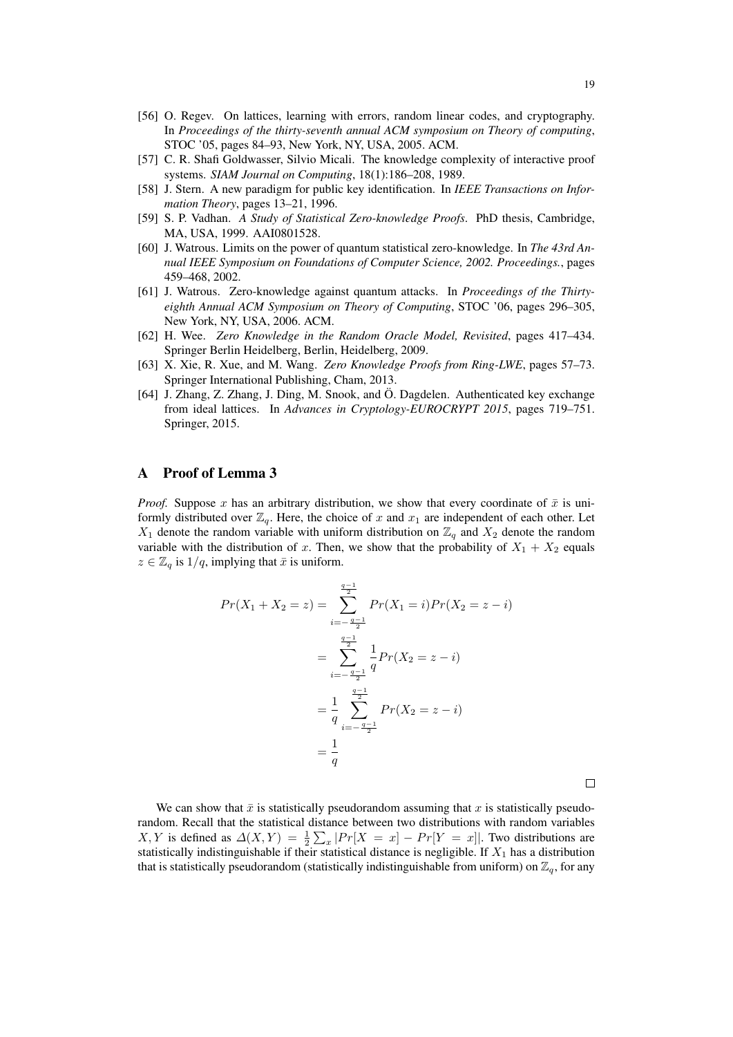[56] O. Regev. On lattices, learning with errors, random linear codes, and cryptography. In *Proceedings of the thirty-seventh annual ACM symposium on Theory of computing*, STOC '05, pages 84–93, New York, NY, USA, 2005. ACM.

[57] C. R. Shafi Goldwasser, Silvio Micali. The knowledge complexity of interactive proof systems. *SIAM Journal on Computing*, 18(1):186–208, 1989.

[58] J. Stern. A new paradigm for public key identification. In *IEEE Transactions on Information Theory*, pages 13–21, 1996.

[59] S. P. Vadhan. *A Study of Statistical Zero-knowledge Proofs*. PhD thesis, Cambridge, MA, USA, 1999. AAI0801528.

[60] J. Watrous. Limits on the power of quantum statistical zero-knowledge. In *The 43rd Annual IEEE Symposium on Foundations of Computer Science, 2002. Proceedings.*, pages 459–468, 2002.

[61] J. Watrous. Zero-knowledge against quantum attacks. In *Proceedings of the Thirty-eighth Annual ACM Symposium on Theory of Computing*, STOC '06, pages 296–305, New York, NY, USA, 2006. ACM.

[62] H. Wee. *Zero Knowledge in the Random Oracle Model, Revisited*, pages 417–434. Springer Berlin Heidelberg, Berlin, Heidelberg, 2009.

[63] X. Xie, R. Xue, and M. Wang. *Zero Knowledge Proofs from Ring-LWE*, pages 57–73. Springer International Publishing, Cham, 2013.

[64] J. Zhang, Z. Zhang, J. Ding, M. Snook, and Ö. Dagdelen. Authenticated key exchange from ideal lattices. In *Advances in Cryptology-EUROCRYPT 2015*, pages 719–751. Springer, 2015.

## A Proof of Lemma 3

*Proof.* Suppose $x$ has an arbitrary distribution, we show that every coordinate of $\bar{x}$ is uniformly distributed over $\mathbb{Z}_q$. Here, the choice of $x$ and $x_1$ are independent of each other. Let $X_1$ denote the random variable with uniform distribution on $\mathbb{Z}_q$ and $X_2$ denote the random variable with the distribution of $x$. Then, we show that the probability of $X_1 + X_2$ equals $z \in \mathbb{Z}_q$ is $1/q$, implying that $\bar{x}$ is uniform.

$$
\begin{aligned}
Pr(X_1 + X_2 = z) &= \sum_{i=-\frac{q-1}{2}}^{\frac{q-1}{2}} Pr(X_1 = i)Pr(X_2 = z - i) \\
&= \sum_{i=-\frac{q-1}{2}}^{\frac{q-1}{2}} \frac{1}{q} Pr(X_2 = z - i) \\
&= \frac{1}{q} \sum_{i=-\frac{q-1}{2}}^{\frac{q-1}{2}} Pr(X_2 = z - i) \\
&= \frac{1}{q}
\end{aligned}
$$

□

We can show that $\bar{x}$ is statistically pseudorandom assuming that $x$ is statistically pseudorandom. Recall that the statistical distance between two distributions with random variables $X, Y$ is defined as $\Delta(X, Y) = \frac{1}{2}\sum_x |Pr[X = x] - Pr[Y = x]|$. Two distributions are statistically indistinguishable if their statistical distance is negligible. If $X_1$ has a distribution that is statistically pseudorandom (statistically indistinguishable from uniform) on $\mathbb{Z}_q$, for any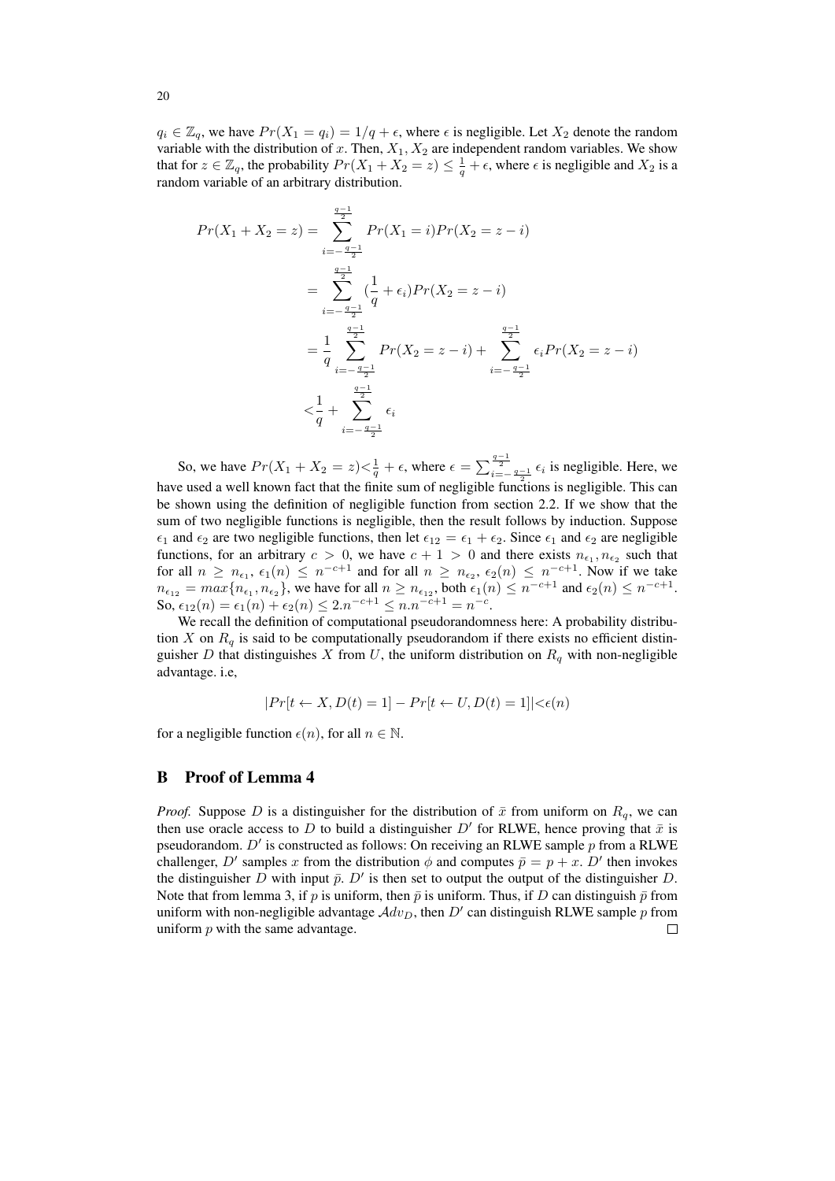$q_i \in \mathbb{Z}_q$, we have $Pr(X_1 = q_i) = 1/q + \epsilon$, where $\epsilon$ is negligible. Let $X_2$ denote the random variable with the distribution of $x$. Then, $X_1, X_2$ are independent random variables. We show that for $z \in \mathbb{Z}_q$, the probability $Pr(X_1 + X_2 = z) \leq \frac{1}{q} + \epsilon$, where $\epsilon$ is negligible and $X_2$ is a random variable of an arbitrary distribution.

$$
\begin{aligned}
Pr(X_1 + X_2 = z) &= \sum_{i=-\frac{q-1}{2}}^{\frac{q-1}{2}} Pr(X_1 = i)Pr(X_2 = z - i) \\
&= \sum_{i=-\frac{q-1}{2}}^{\frac{q-1}{2}} (\frac{1}{q} + \epsilon_i)Pr(X_2 = z - i) \\
&= \frac{1}{q} \sum_{i=-\frac{q-1}{2}}^{\frac{q-1}{2}} Pr(X_2 = z - i) + \sum_{i=-\frac{q-1}{2}}^{\frac{q-1}{2}} \epsilon_i Pr(X_2 = z - i) \\
&< \frac{1}{q} + \sum_{i=-\frac{q-1}{2}}^{\frac{q-1}{2}} \epsilon_i
\end{aligned}
$$

So, we have $Pr(X_1 + X_2 = z) < \frac{1}{q} + \epsilon$, where $\epsilon = \sum_{i=-\frac{q-1}{2}}^{\frac{q-1}{2}} \epsilon_i$ is negligible. Here, we have used a well known fact that the finite sum of negligible functions is negligible. This can be shown using the definition of negligible function from section 2.2. If we show that the sum of two negligible functions is negligible, then the result follows by induction. Suppose $\epsilon_1$ and $\epsilon_2$ are two negligible functions, then let $\epsilon_{12} = \epsilon_1 + \epsilon_2$. Since $\epsilon_1$ and $\epsilon_2$ are negligible functions, for an arbitrary $c > 0$, we have $c + 1 > 0$ and there exists $n_{\epsilon_1}, n_{\epsilon_2}$ such that for all $n \geq n_{\epsilon_1}$, $\epsilon_1(n) \leq n^{-c+1}$ and for all $n \geq n_{\epsilon_2}$, $\epsilon_2(n) \leq n^{-c+1}$. Now if we take $n_{\epsilon_{12}} = max\{n_{\epsilon_1}, n_{\epsilon_2}\}$, we have for all $n \geq n_{\epsilon_{12}}$, both $\epsilon_1(n) \leq n^{-c+1}$ and $\epsilon_2(n) \leq n^{-c+1}$. So, $\epsilon_{12}(n) = \epsilon_1(n) + \epsilon_2(n) \leq 2.n^{-c+1} \leq n.n^{-c+1} = n^{-c}$.

We recall the definition of computational pseudorandomness here: A probability distribution $X$ on $R_q$ is said to be computationally pseudorandom if there exists no efficient distinguisher $D$ that distinguishes $X$ from $U$, the uniform distribution on $R_q$ with non-negligible advantage. i.e,

$$
|Pr[t \leftarrow X, D(t) = 1] - Pr[t \leftarrow U, D(t) = 1]| < \epsilon(n)
$$

for a negligible function $\epsilon(n)$, for all $n \in \mathbb{N}$.

## B Proof of Lemma 4

*Proof.* Suppose $D$ is a distinguisher for the distribution of $\bar{x}$ from uniform on $R_q$, we can then use oracle access to $D$ to build a distinguisher $D'$ for RLWE, hence proving that $\bar{x}$ is pseudorandom. $D'$ is constructed as follows: On receiving an RLWE sample $p$ from a RLWE challenger, $D'$ samples $x$ from the distribution $\phi$ and computes $\bar{p} = p + x$. $D'$ then invokes the distinguisher $D$ with input $\bar{p}$. $D'$ is then set to output the output of the distinguisher $D$. Note that from lemma 3, if $p$ is uniform, then $\bar{p}$ is uniform. Thus, if $D$ can distinguish $\bar{p}$ from uniform with non-negligible advantage $\mathcal{A}dv_D$, then $D'$ can distinguish RLWE sample $p$ from uniform $p$ with the same advantage. □